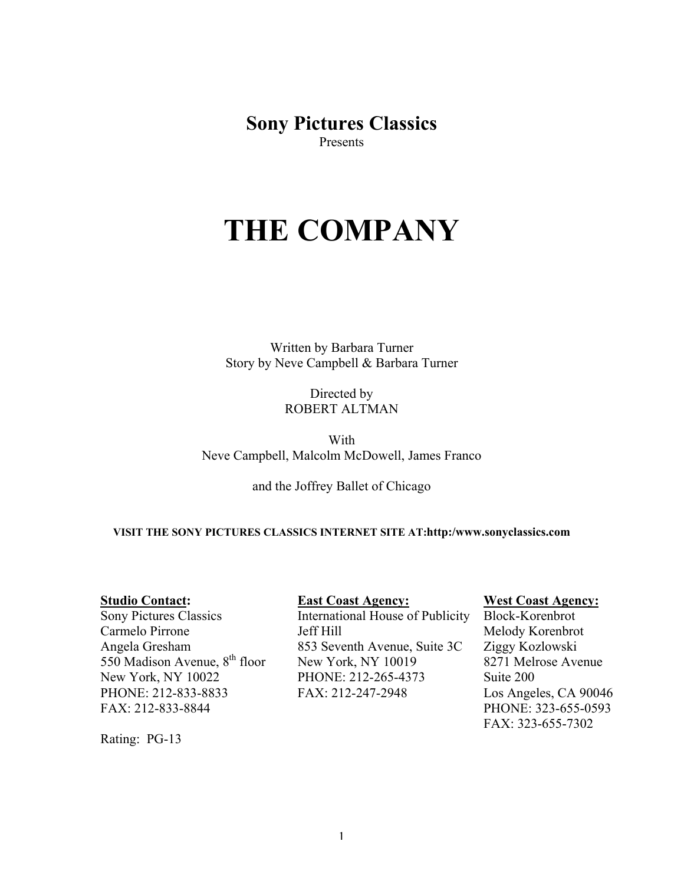**Sony Pictures Classics**

Presents

# THE COMPANY

Written by Barbara Turner
Story by Neve Campbell & Barbara Turner

Directed by
ROBERT ALTMAN

With
Neve Campbell, Malcolm McDowell, James Franco

and the Joffrey Ballet of Chicago

**VISIT THE SONY PICTURES CLASSICS INTERNET SITE AT:http:/www.sonyclassics.com**

**Studio Contact:**
Sony Pictures Classics
Carmelo Pirrone
Angela Gresham
550 Madison Avenue, 8th floor
New York, NY 10022
PHONE: 212-833-8833
FAX: 212-833-8844

**East Coast Agency:**
International House of Publicity
Jeff Hill
853 Seventh Avenue, Suite 3C
New York, NY 10019
PHONE: 212-265-4373
FAX: 212-247-2948

**West Coast Agency:**
Block-Korenbrot
Melody Korenbrot
Ziggy Kozlowski
8271 Melrose Avenue
Suite 200
Los Angeles, CA 90046
PHONE: 323-655-0593
FAX: 323-655-7302

Rating: PG-13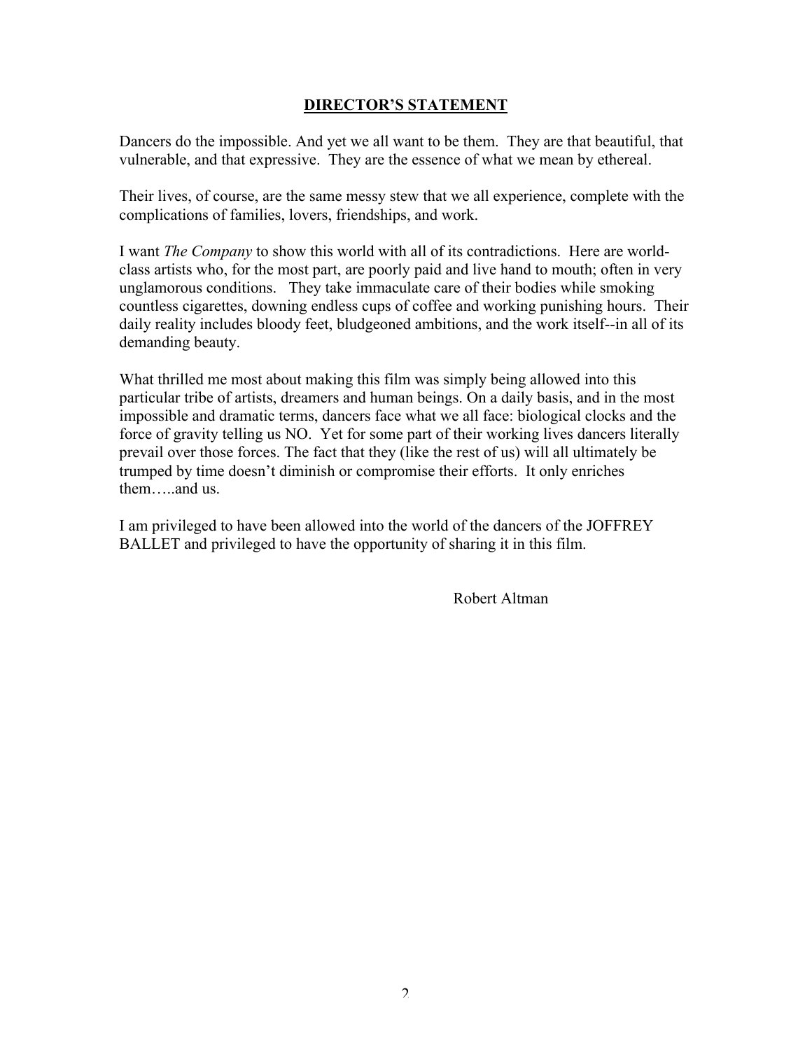## DIRECTOR'S STATEMENT

Dancers do the impossible. And yet we all want to be them. They are that beautiful, that vulnerable, and that expressive. They are the essence of what we mean by ethereal.

Their lives, of course, are the same messy stew that we all experience, complete with the complications of families, lovers, friendships, and work.

I want *The Company* to show this world with all of its contradictions. Here are world-class artists who, for the most part, are poorly paid and live hand to mouth; often in very unglamorous conditions. They take immaculate care of their bodies while smoking countless cigarettes, downing endless cups of coffee and working punishing hours. Their daily reality includes bloody feet, bludgeoned ambitions, and the work itself--in all of its demanding beauty.

What thrilled me most about making this film was simply being allowed into this particular tribe of artists, dreamers and human beings. On a daily basis, and in the most impossible and dramatic terms, dancers face what we all face: biological clocks and the force of gravity telling us NO. Yet for some part of their working lives dancers literally prevail over those forces. The fact that they (like the rest of us) will all ultimately be trumped by time doesn't diminish or compromise their efforts. It only enriches them…..and us.

I am privileged to have been allowed into the world of the dancers of the JOFFREY BALLET and privileged to have the opportunity of sharing it in this film.

Robert Altman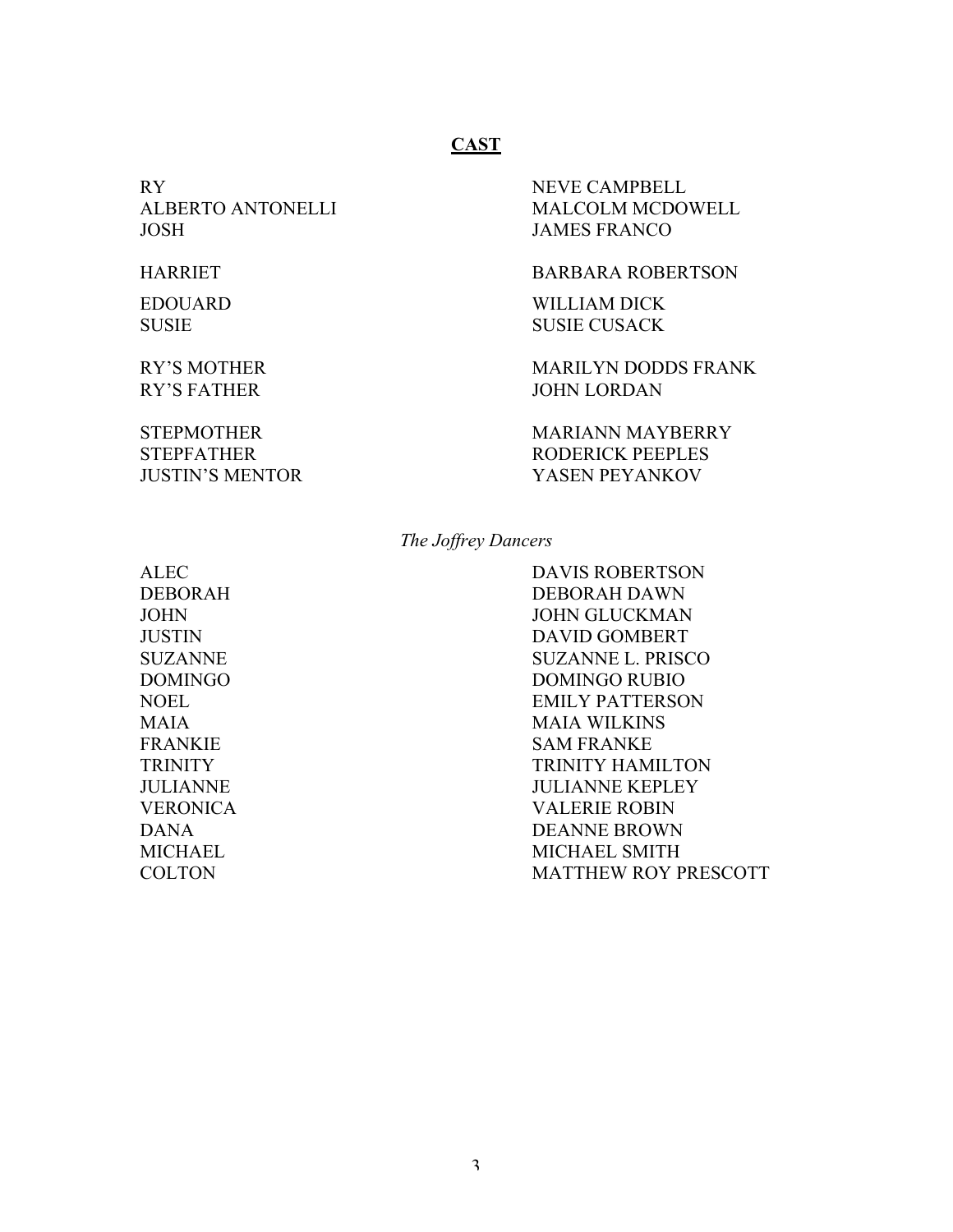# **CAST**

| | |
|---|---|
| RY | NEVE CAMPBELL |
| ALBERTO ANTONELLI | MALCOLM MCDOWELL |
| JOSH | JAMES FRANCO |
| HARRIET | BARBARA ROBERTSON |
| EDOUARD | WILLIAM DICK |
| SUSIE | SUSIE CUSACK |
| RY'S MOTHER | MARILYN DODDS FRANK |
| RY'S FATHER | JOHN LORDAN |
| STEPMOTHER | MARIANN MAYBERRY |
| STEPFATHER | RODERICK PEEPLES |
| JUSTIN'S MENTOR | YASEN PEYANKOV |

*The Joffrey Dancers*

| | |
|---|---|
| ALEC | DAVIS ROBERTSON |
| DEBORAH | DEBORAH DAWN |
| JOHN | JOHN GLUCKMAN |
| JUSTIN | DAVID GOMBERT |
| SUZANNE | SUZANNE L. PRISCO |
| DOMINGO | DOMINGO RUBIO |
| NOEL | EMILY PATTERSON |
| MAIA | MAIA WILKINS |
| FRANKIE | SAM FRANKE |
| TRINITY | TRINITY HAMILTON |
| JULIANNE | JULIANNE KEPLEY |
| VERONICA | VALERIE ROBIN |
| DANA | DEANNE BROWN |
| MICHAEL | MICHAEL SMITH |
| COLTON | MATTHEW ROY PRESCOTT |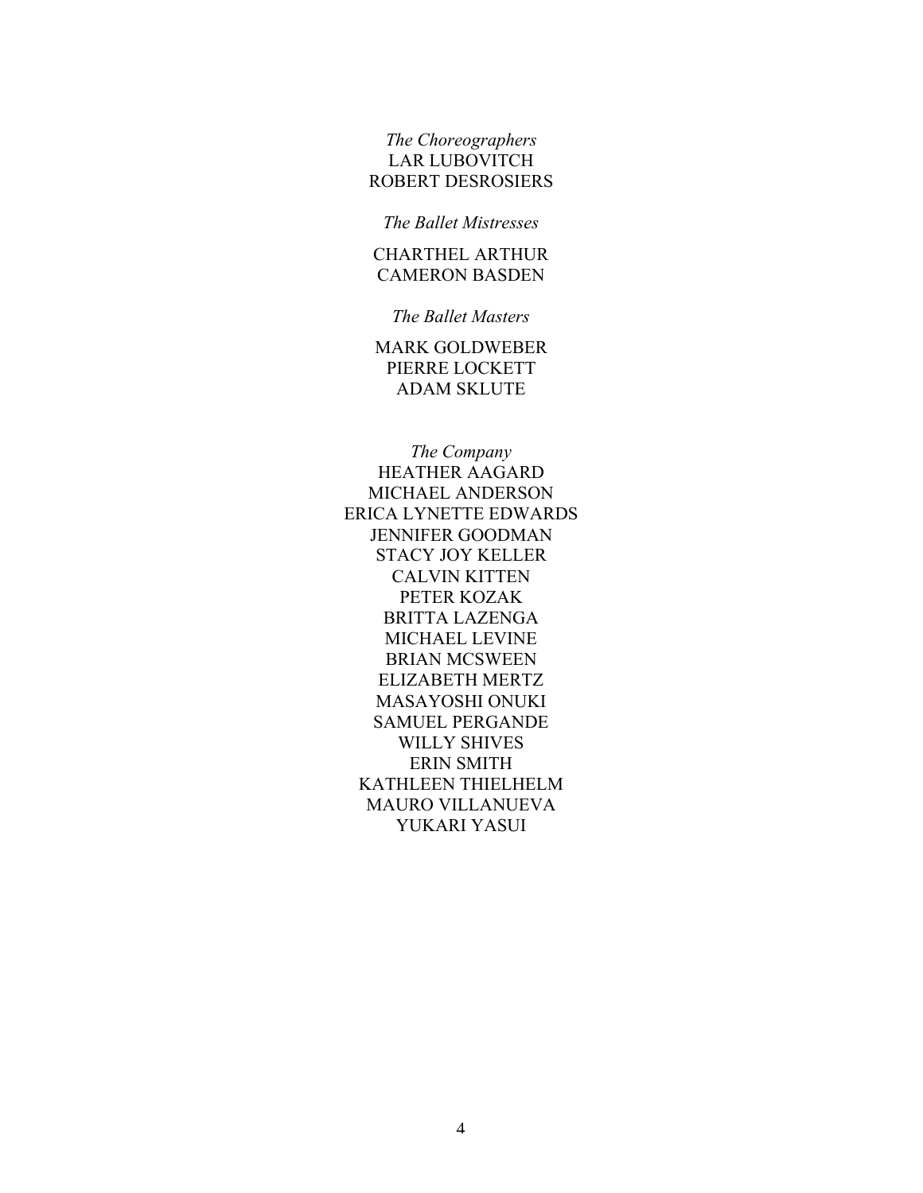*The Choreographers*

LAR LUBOVITCH
ROBERT DESROSIERS

*The Ballet Mistresses*

CHARTHEL ARTHUR
CAMERON BASDEN

*The Ballet Masters*

MARK GOLDWEBER
PIERRE LOCKETT
ADAM SKLUTE

*The Company*

HEATHER AAGARD
MICHAEL ANDERSON
ERICA LYNETTE EDWARDS
JENNIFER GOODMAN
STACY JOY KELLER
CALVIN KITTEN
PETER KOZAK
BRITTA LAZENGA
MICHAEL LEVINE
BRIAN MCSWEEN
ELIZABETH MERTZ
MASAYOSHI ONUKI
SAMUEL PERGANDE
WILLY SHIVES
ERIN SMITH
KATHLEEN THIELHELM
MAURO VILLANUEVA
YUKARI YASUI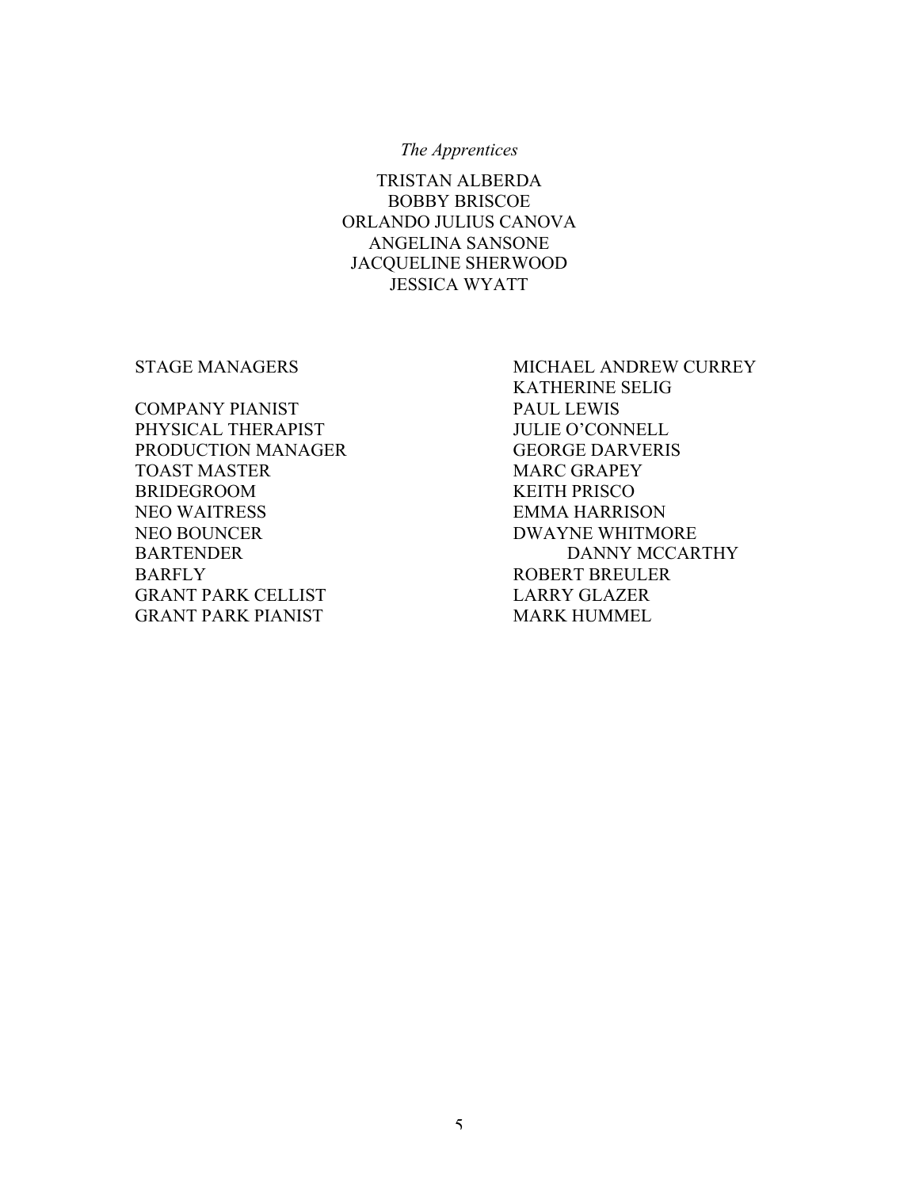*The Apprentices*

TRISTAN ALBERDA
BOBBY BRISCOE
ORLANDO JULIUS CANOVA
ANGELINA SANSONE
JACQUELINE SHERWOOD
JESSICA WYATT

| | |
|---|---|
| STAGE MANAGERS | MICHAEL ANDREW CURREY<br>KATHERINE SELIG |
| COMPANY PIANIST | PAUL LEWIS |
| PHYSICAL THERAPIST | JULIE O'CONNELL |
| PRODUCTION MANAGER | GEORGE DARVERIS |
| TOAST MASTER | MARC GRAPEY |
| BRIDEGROOM | KEITH PRISCO |
| NEO WAITRESS | EMMA HARRISON |
| NEO BOUNCER | DWAYNE WHITMORE |
| BARTENDER | DANNY MCCARTHY |
| BARFLY | ROBERT BREULER |
| GRANT PARK CELLIST | LARRY GLAZER |
| GRANT PARK PIANIST | MARK HUMMEL |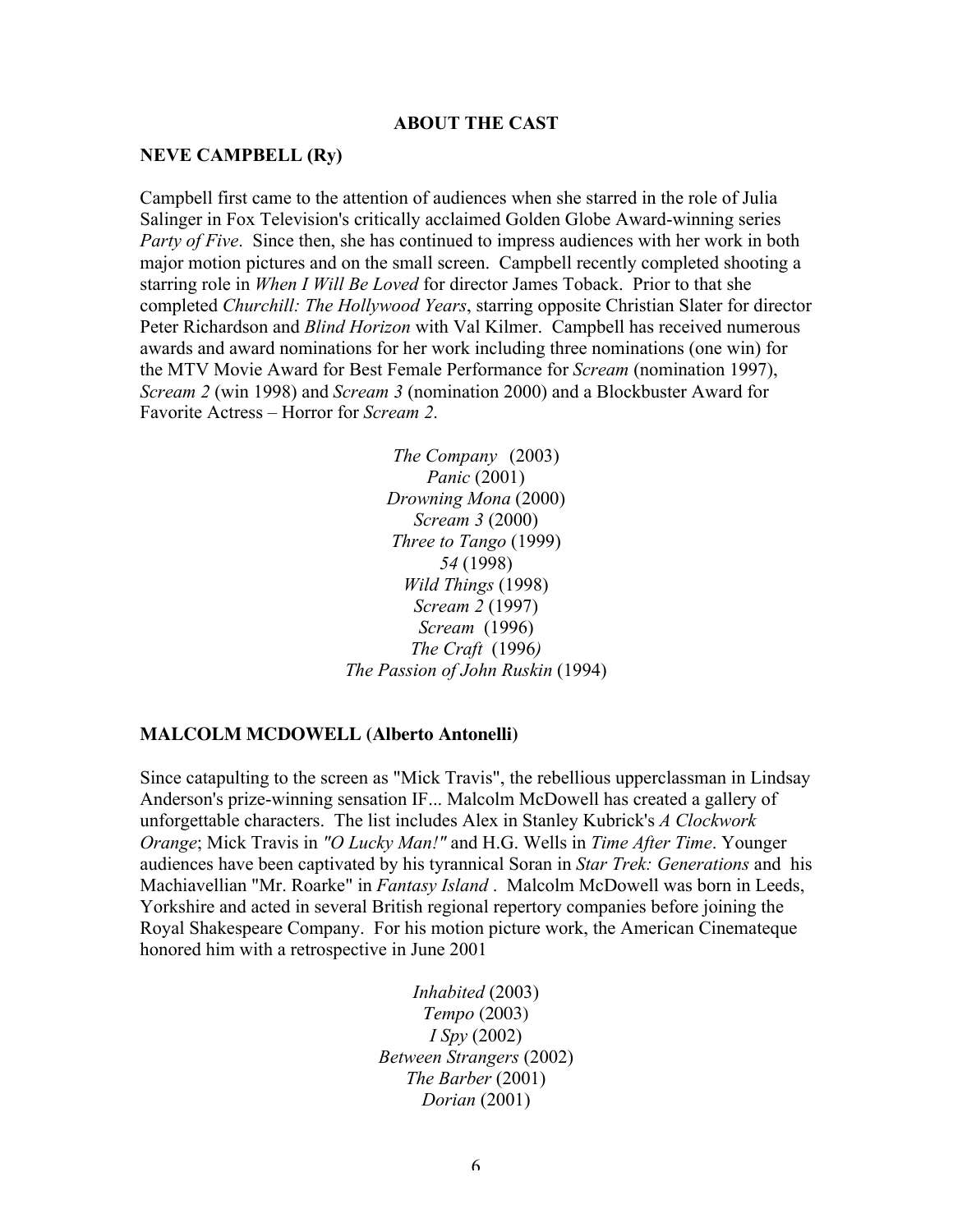## ABOUT THE CAST

### NEVE CAMPBELL (Ry)

Campbell first came to the attention of audiences when she starred in the role of Julia Salinger in Fox Television's critically acclaimed Golden Globe Award-winning series *Party of Five*. Since then, she has continued to impress audiences with her work in both major motion pictures and on the small screen. Campbell recently completed shooting a starring role in *When I Will Be Loved* for director James Toback. Prior to that she completed *Churchill: The Hollywood Years*, starring opposite Christian Slater for director Peter Richardson and *Blind Horizon* with Val Kilmer. Campbell has received numerous awards and award nominations for her work including three nominations (one win) for the MTV Movie Award for Best Female Performance for *Scream* (nomination 1997), *Scream 2* (win 1998) and *Scream 3* (nomination 2000) and a Blockbuster Award for Favorite Actress – Horror for *Scream 2*.

*The Company* (2003)
*Panic* (2001)
*Drowning Mona* (2000)
*Scream 3* (2000)
*Three to Tango* (1999)
*54* (1998)
*Wild Things* (1998)
*Scream 2* (1997)
*Scream* (1996)
*The Craft* (1996)
*The Passion of John Ruskin* (1994)

### MALCOLM MCDOWELL (Alberto Antonelli)

Since catapulting to the screen as "Mick Travis", the rebellious upperclassman in Lindsay Anderson's prize-winning sensation IF... Malcolm McDowell has created a gallery of unforgettable characters. The list includes Alex in Stanley Kubrick's *A Clockwork Orange*; Mick Travis in *"O Lucky Man!"* and H.G. Wells in *Time After Time*. Younger audiences have been captivated by his tyrannical Soran in *Star Trek: Generations* and his Machiavellian "Mr. Roarke" in *Fantasy Island* . Malcolm McDowell was born in Leeds, Yorkshire and acted in several British regional repertory companies before joining the Royal Shakespeare Company. For his motion picture work, the American Cinemateque honored him with a retrospective in June 2001

*Inhabited* (2003)
*Tempo* (2003)
*I Spy* (2002)
*Between Strangers* (2002)
*The Barber* (2001)
*Dorian* (2001)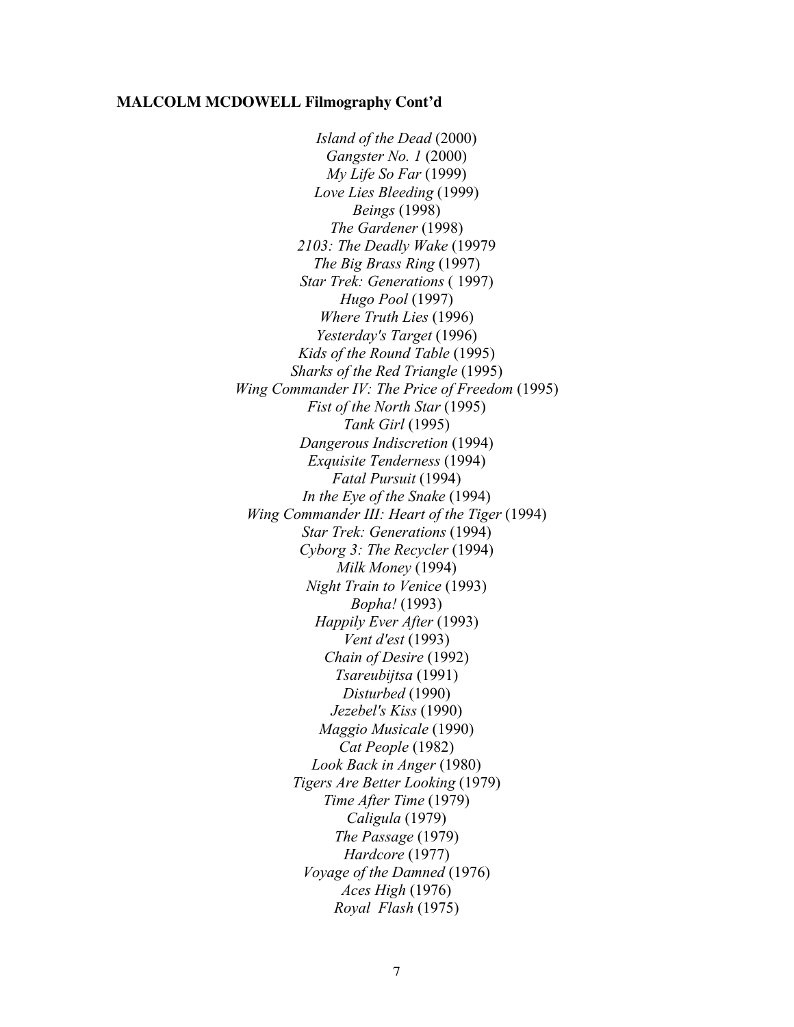**MALCOLM MCDOWELL Filmography Cont'd**

*Island of the Dead* (2000)
*Gangster No. 1* (2000)
*My Life So Far* (1999)
*Love Lies Bleeding* (1999)
*Beings* (1998)
*The Gardener* (1998)
*2103: The Deadly Wake* (19979
*The Big Brass Ring* (1997)
*Star Trek: Generations* ( 1997)
*Hugo Pool* (1997)
*Where Truth Lies* (1996)
*Yesterday's Target* (1996)
*Kids of the Round Table* (1995)
*Sharks of the Red Triangle* (1995)
*Wing Commander IV: The Price of Freedom* (1995)
*Fist of the North Star* (1995)
*Tank Girl* (1995)
*Dangerous Indiscretion* (1994)
*Exquisite Tenderness* (1994)
*Fatal Pursuit* (1994)
*In the Eye of the Snake* (1994)
*Wing Commander III: Heart of the Tiger* (1994)
*Star Trek: Generations* (1994)
*Cyborg 3: The Recycler* (1994)
*Milk Money* (1994)
*Night Train to Venice* (1993)
*Bopha!* (1993)
*Happily Ever After* (1993)
*Vent d'est* (1993)
*Chain of Desire* (1992)
*Tsareubijtsa* (1991)
*Disturbed* (1990)
*Jezebel's Kiss* (1990)
*Maggio Musicale* (1990)
*Cat People* (1982)
*Look Back in Anger* (1980)
*Tigers Are Better Looking* (1979)
*Time After Time* (1979)
*Caligula* (1979)
*The Passage* (1979)
*Hardcore* (1977)
*Voyage of the Damned* (1976)
*Aces High* (1976)
*Royal Flash* (1975)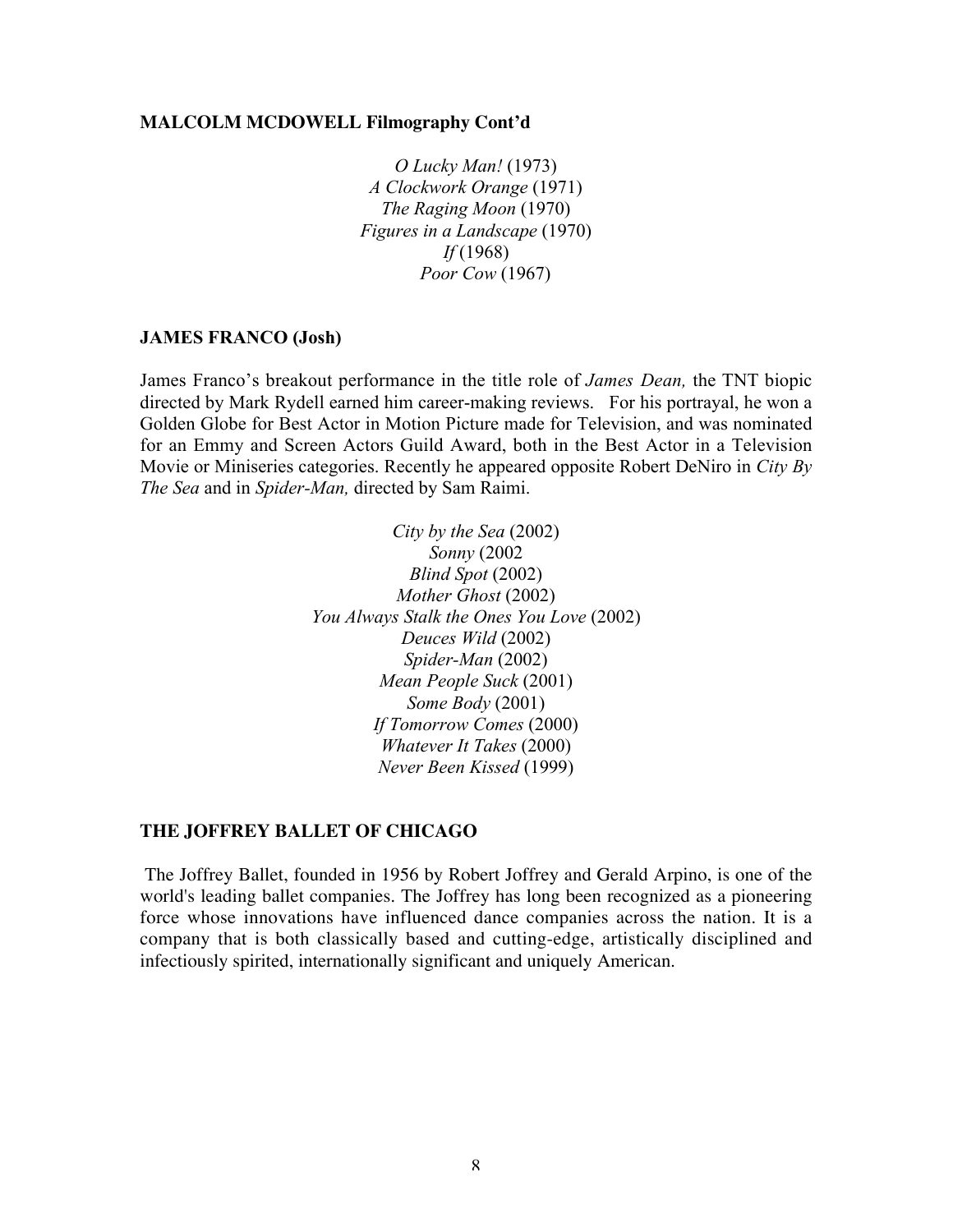**MALCOLM MCDOWELL Filmography Cont'd**

*O Lucky Man!* (1973)
*A Clockwork Orange* (1971)
*The Raging Moon* (1970)
*Figures in a Landscape* (1970)
*If* (1968)
*Poor Cow* (1967)

**JAMES FRANCO (Josh)**

James Franco's breakout performance in the title role of *James Dean,* the TNT biopic directed by Mark Rydell earned him career-making reviews. For his portrayal, he won a Golden Globe for Best Actor in Motion Picture made for Television, and was nominated for an Emmy and Screen Actors Guild Award, both in the Best Actor in a Television Movie or Miniseries categories. Recently he appeared opposite Robert DeNiro in *City By The Sea* and in *Spider-Man,* directed by Sam Raimi.

*City by the Sea* (2002)
*Sonny* (2002
*Blind Spot* (2002)
*Mother Ghost* (2002)
*You Always Stalk the Ones You Love* (2002)
*Deuces Wild* (2002)
*Spider-Man* (2002)
*Mean People Suck* (2001)
*Some Body* (2001)
*If Tomorrow Comes* (2000)
*Whatever It Takes* (2000)
*Never Been Kissed* (1999)

**THE JOFFREY BALLET OF CHICAGO**

The Joffrey Ballet, founded in 1956 by Robert Joffrey and Gerald Arpino, is one of the world's leading ballet companies. The Joffrey has long been recognized as a pioneering force whose innovations have influenced dance companies across the nation. It is a company that is both classically based and cutting-edge, artistically disciplined and infectiously spirited, internationally significant and uniquely American.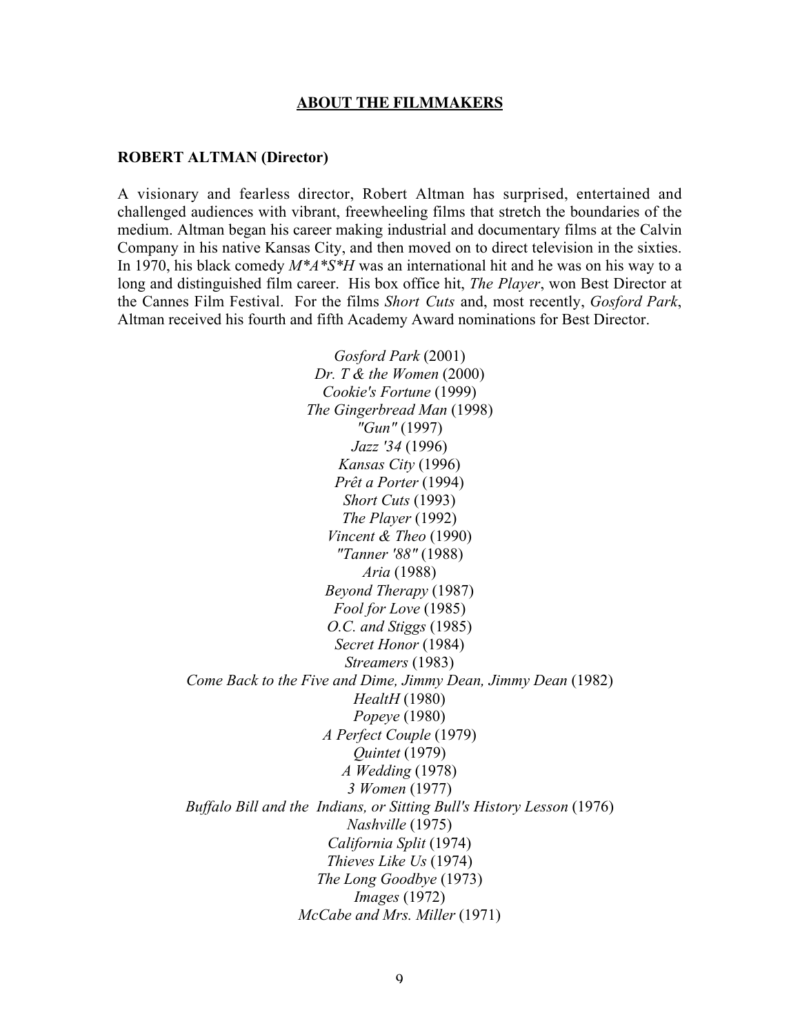## ABOUT THE FILMMAKERS

### ROBERT ALTMAN (Director)

A visionary and fearless director, Robert Altman has surprised, entertained and challenged audiences with vibrant, freewheeling films that stretch the boundaries of the medium. Altman began his career making industrial and documentary films at the Calvin Company in his native Kansas City, and then moved on to direct television in the sixties. In 1970, his black comedy *M*A*S*H* was an international hit and he was on his way to a long and distinguished film career. His box office hit, *The Player*, won Best Director at the Cannes Film Festival. For the films *Short Cuts* and, most recently, *Gosford Park*, Altman received his fourth and fifth Academy Award nominations for Best Director.

*Gosford Park* (2001)
*Dr. T & the Women* (2000)
*Cookie's Fortune* (1999)
*The Gingerbread Man* (1998)
*"Gun"* (1997)
*Jazz '34* (1996)
*Kansas City* (1996)
*Prêt a Porter* (1994)
*Short Cuts* (1993)
*The Player* (1992)
*Vincent & Theo* (1990)
*"Tanner '88"* (1988)
*Aria* (1988)
*Beyond Therapy* (1987)
*Fool for Love* (1985)
*O.C. and Stiggs* (1985)
*Secret Honor* (1984)
*Streamers* (1983)
*Come Back to the Five and Dime, Jimmy Dean, Jimmy Dean* (1982)
*HealtH* (1980)
*Popeye* (1980)
*A Perfect Couple* (1979)
*Quintet* (1979)
*A Wedding* (1978)
*3 Women* (1977)
*Buffalo Bill and the Indians, or Sitting Bull's History Lesson* (1976)
*Nashville* (1975)
*California Split* (1974)
*Thieves Like Us* (1974)
*The Long Goodbye* (1973)
*Images* (1972)
*McCabe and Mrs. Miller* (1971)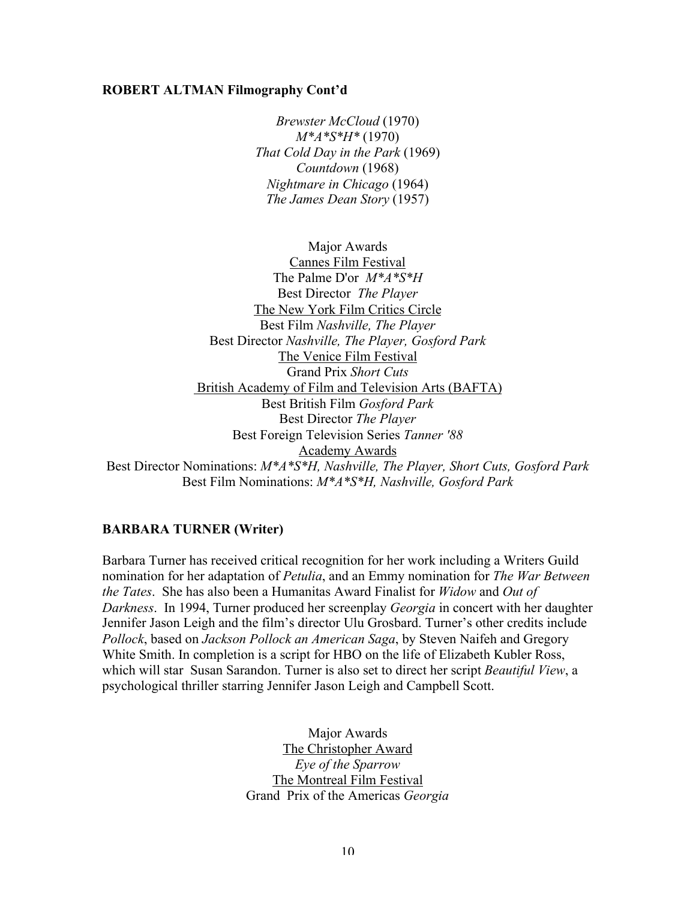**ROBERT ALTMAN Filmography Cont'd**

*Brewster McCloud* (1970)
*M*A*S*H** (1970)
*That Cold Day in the Park* (1969)
*Countdown* (1968)
*Nightmare in Chicago* (1964)
*The James Dean Story* (1957)

Major Awards

<u>Cannes Film Festival</u>
The Palme D'or *M*A*S*H*
Best Director *The Player*

<u>The New York Film Critics Circle</u>
Best Film *Nashville, The Player*
Best Director *Nashville, The Player, Gosford Park*

<u>The Venice Film Festival</u>
Grand Prix *Short Cuts*

<u>British Academy of Film and Television Arts (BAFTA)</u>
Best British Film *Gosford Park*
Best Director *The Player*
Best Foreign Television Series *Tanner '88*

<u>Academy Awards</u>
Best Director Nominations: *M*A*S*H, Nashville, The Player, Short Cuts, Gosford Park*
Best Film Nominations: *M*A*S*H, Nashville, Gosford Park*

**BARBARA TURNER (Writer)**

Barbara Turner has received critical recognition for her work including a Writers Guild nomination for her adaptation of *Petulia*, and an Emmy nomination for *The War Between the Tates*. She has also been a Humanitas Award Finalist for *Widow* and *Out of Darkness*. In 1994, Turner produced her screenplay *Georgia* in concert with her daughter Jennifer Jason Leigh and the film's director Ulu Grosbard. Turner's other credits include *Pollock*, based on *Jackson Pollock an American Saga*, by Steven Naifeh and Gregory White Smith. In completion is a script for HBO on the life of Elizabeth Kubler Ross, which will star Susan Sarandon. Turner is also set to direct her script *Beautiful View*, a psychological thriller starring Jennifer Jason Leigh and Campbell Scott.

Major Awards

<u>The Christopher Award</u>
*Eye of the Sparrow*

<u>The Montreal Film Festival</u>
Grand Prix of the Americas *Georgia*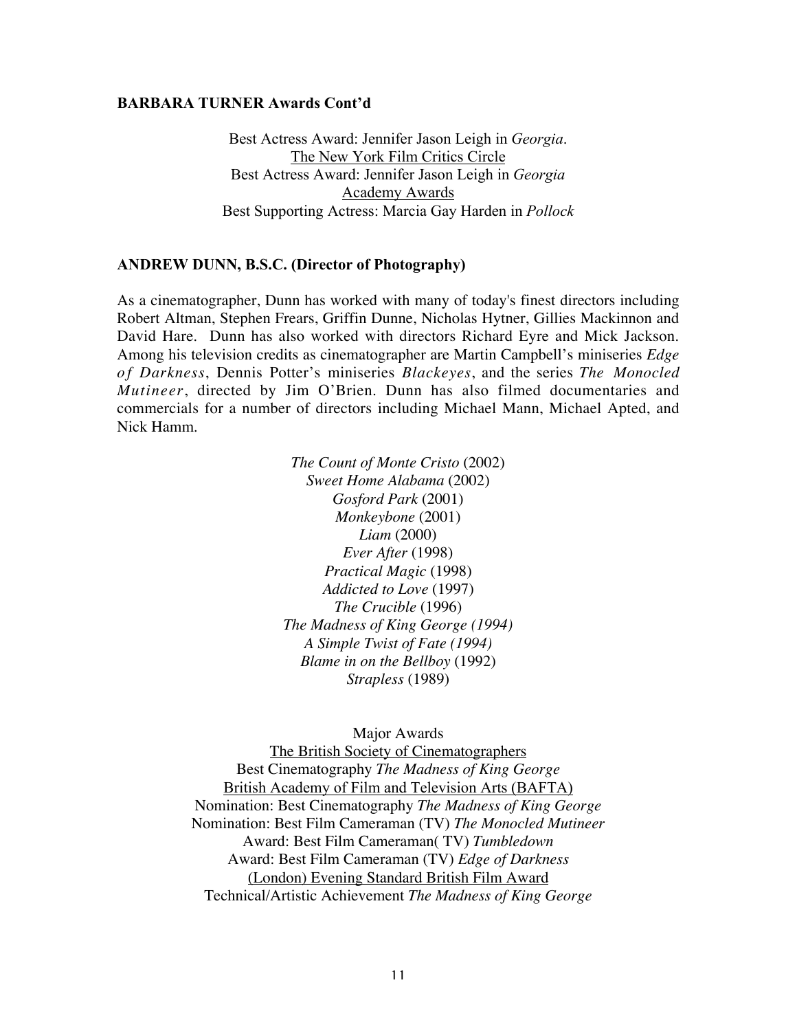**BARBARA TURNER Awards Cont'd**

Best Actress Award: Jennifer Jason Leigh in *Georgia*.
The New York Film Critics Circle
Best Actress Award: Jennifer Jason Leigh in *Georgia*
Academy Awards
Best Supporting Actress: Marcia Gay Harden in *Pollock*

**ANDREW DUNN, B.S.C. (Director of Photography)**

As a cinematographer, Dunn has worked with many of today's finest directors including Robert Altman, Stephen Frears, Griffin Dunne, Nicholas Hytner, Gillies Mackinnon and David Hare. Dunn has also worked with directors Richard Eyre and Mick Jackson. Among his television credits as cinematographer are Martin Campbell's miniseries *Edge of Darkness*, Dennis Potter's miniseries *Blackeyes*, and the series *The Monocled Mutineer*, directed by Jim O'Brien. Dunn has also filmed documentaries and commercials for a number of directors including Michael Mann, Michael Apted, and Nick Hamm.

*The Count of Monte Cristo* (2002)
*Sweet Home Alabama* (2002)
*Gosford Park* (2001)
*Monkeybone* (2001)
*Liam* (2000)
*Ever After* (1998)
*Practical Magic* (1998)
*Addicted to Love* (1997)
*The Crucible* (1996)
*The Madness of King George (1994)*
*A Simple Twist of Fate (1994)*
*Blame in on the Bellboy* (1992)
*Strapless* (1989)

Major Awards
The British Society of Cinematographers
Best Cinematography *The Madness of King George*
British Academy of Film and Television Arts (BAFTA)
Nomination: Best Cinematography *The Madness of King George*
Nomination: Best Film Cameraman (TV) *The Monocled Mutineer*
Award: Best Film Cameraman( TV) *Tumbledown*
Award: Best Film Cameraman (TV) *Edge of Darkness*
(London) Evening Standard British Film Award
Technical/Artistic Achievement *The Madness of King George*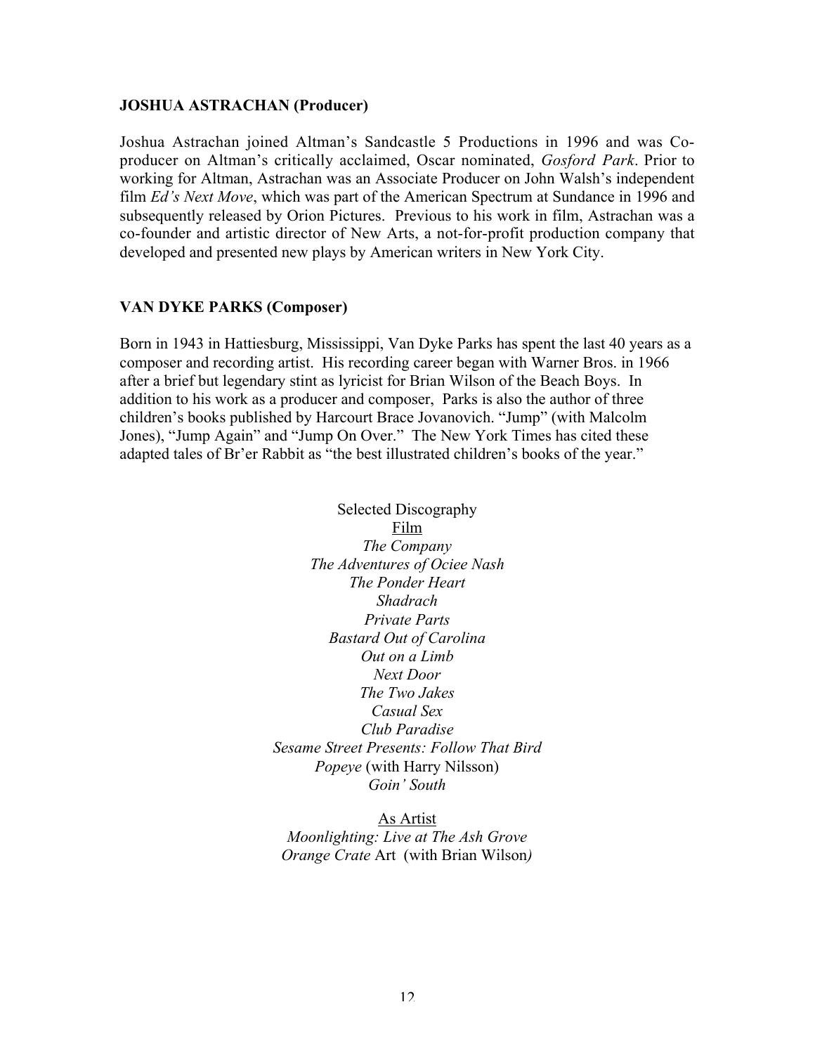**JOSHUA ASTRACHAN (Producer)**

Joshua Astrachan joined Altman's Sandcastle 5 Productions in 1996 and was Co-producer on Altman's critically acclaimed, Oscar nominated, *Gosford Park*. Prior to working for Altman, Astrachan was an Associate Producer on John Walsh's independent film *Ed's Next Move*, which was part of the American Spectrum at Sundance in 1996 and subsequently released by Orion Pictures. Previous to his work in film, Astrachan was a co-founder and artistic director of New Arts, a not-for-profit production company that developed and presented new plays by American writers in New York City.

**VAN DYKE PARKS (Composer)**

Born in 1943 in Hattiesburg, Mississippi, Van Dyke Parks has spent the last 40 years as a composer and recording artist. His recording career began with Warner Bros. in 1966 after a brief but legendary stint as lyricist for Brian Wilson of the Beach Boys. In addition to his work as a producer and composer, Parks is also the author of three children's books published by Harcourt Brace Jovanovich. "Jump" (with Malcolm Jones), "Jump Again" and "Jump On Over." The New York Times has cited these adapted tales of Br'er Rabbit as "the best illustrated children's books of the year."

Selected Discography

Film

*The Company*
*The Adventures of Ociee Nash*
*The Ponder Heart*
*Shadrach*
*Private Parts*
*Bastard Out of Carolina*
*Out on a Limb*
*Next Door*
*The Two Jakes*
*Casual Sex*
*Club Paradise*
*Sesame Street Presents: Follow That Bird*
*Popeye* (with Harry Nilsson)
*Goin' South*

As Artist

*Moonlighting: Live at The Ash Grove*
*Orange Crate* Art (with Brian Wilson)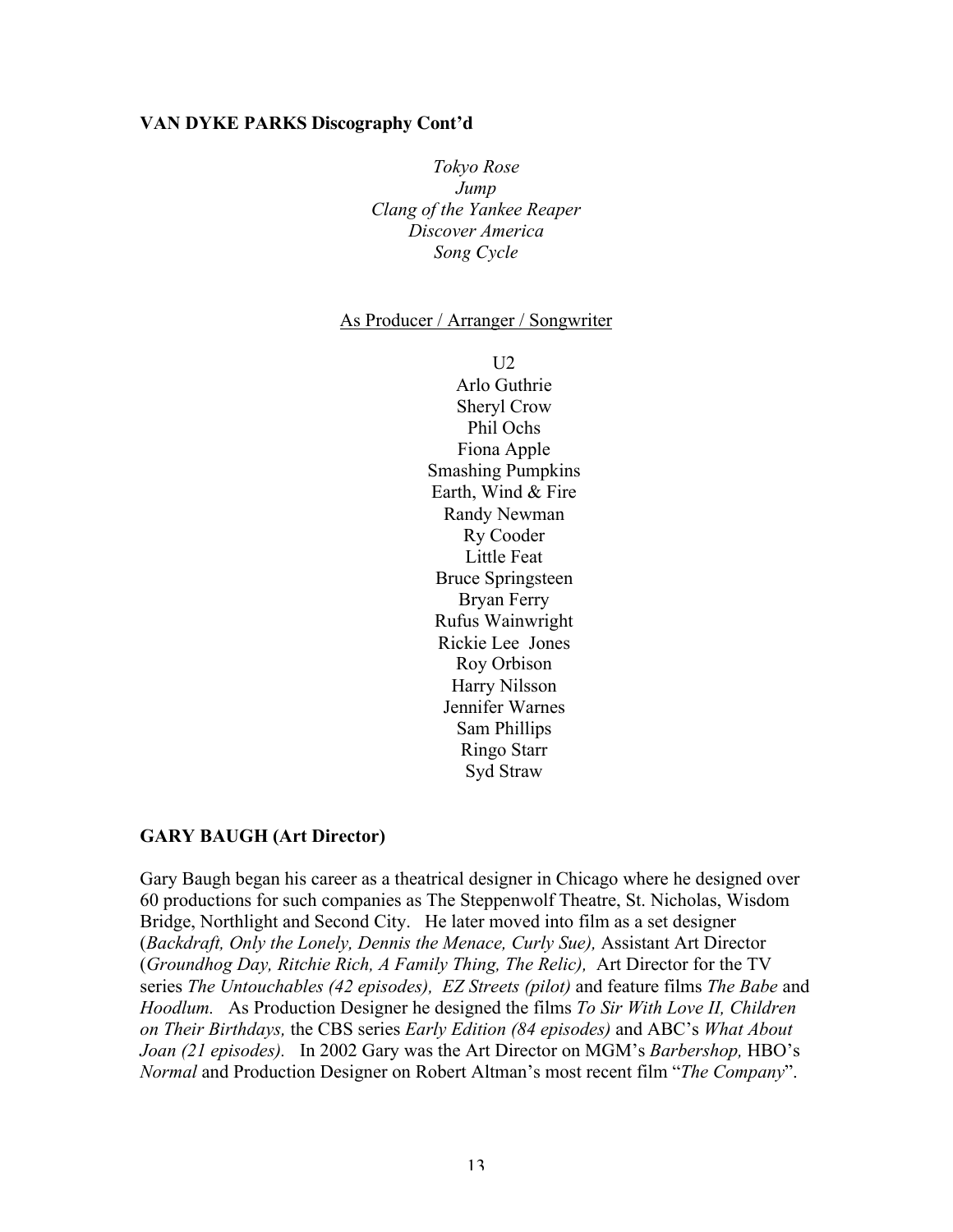**VAN DYKE PARKS Discography Cont'd**

*Tokyo Rose*
*Jump*
*Clang of the Yankee Reaper*
*Discover America*
*Song Cycle*

<u>As Producer / Arranger / Songwriter</u>

U2
Arlo Guthrie
Sheryl Crow
Phil Ochs
Fiona Apple
Smashing Pumpkins
Earth, Wind & Fire
Randy Newman
Ry Cooder
Little Feat
Bruce Springsteen
Bryan Ferry
Rufus Wainwright
Rickie Lee Jones
Roy Orbison
Harry Nilsson
Jennifer Warnes
Sam Phillips
Ringo Starr
Syd Straw

**GARY BAUGH (Art Director)**

Gary Baugh began his career as a theatrical designer in Chicago where he designed over 60 productions for such companies as The Steppenwolf Theatre, St. Nicholas, Wisdom Bridge, Northlight and Second City. He later moved into film as a set designer (*Backdraft, Only the Lonely, Dennis the Menace, Curly Sue),* Assistant Art Director (*Groundhog Day, Ritchie Rich, A Family Thing, The Relic),* Art Director for the TV series *The Untouchables (42 episodes), EZ Streets (pilot)* and feature films *The Babe* and *Hoodlum.* As Production Designer he designed the films *To Sir With Love II, Children on Their Birthdays,* the CBS series *Early Edition (84 episodes)* and ABC's *What About Joan (21 episodes).* In 2002 Gary was the Art Director on MGM's *Barbershop,* HBO's *Normal* and Production Designer on Robert Altman's most recent film "*The Company*".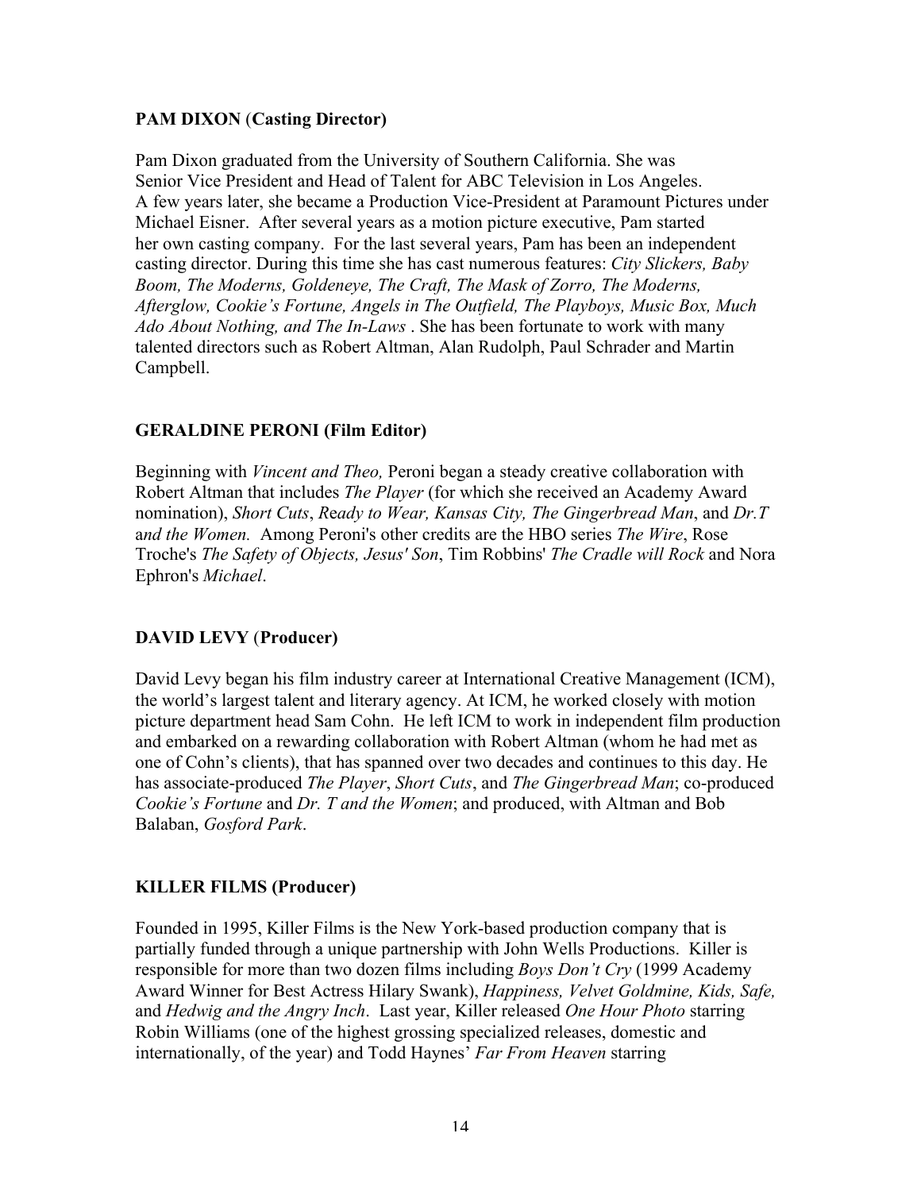**PAM DIXON (Casting Director)**

Pam Dixon graduated from the University of Southern California. She was Senior Vice President and Head of Talent for ABC Television in Los Angeles. A few years later, she became a Production Vice-President at Paramount Pictures under Michael Eisner. After several years as a motion picture executive, Pam started her own casting company. For the last several years, Pam has been an independent casting director. During this time she has cast numerous features: *City Slickers, Baby Boom, The Moderns, Goldeneye, The Craft, The Mask of Zorro, The Moderns, Afterglow, Cookie's Fortune, Angels in The Outfield, The Playboys, Music Box, Much Ado About Nothing, and The In-Laws* . She has been fortunate to work with many talented directors such as Robert Altman, Alan Rudolph, Paul Schrader and Martin Campbell.

**GERALDINE PERONI (Film Editor)**

Beginning with *Vincent and Theo,* Peroni began a steady creative collaboration with Robert Altman that includes *The Player* (for which she received an Academy Award nomination), *Short Cuts*, *Ready to Wear, Kansas City, The Gingerbread Man*, and *Dr.T and the Women.* Among Peroni's other credits are the HBO series *The Wire*, Rose Troche's *The Safety of Objects, Jesus' Son*, Tim Robbins' *The Cradle will Rock* and Nora Ephron's *Michael*.

**DAVID LEVY (Producer)**

David Levy began his film industry career at International Creative Management (ICM), the world's largest talent and literary agency. At ICM, he worked closely with motion picture department head Sam Cohn. He left ICM to work in independent film production and embarked on a rewarding collaboration with Robert Altman (whom he had met as one of Cohn's clients), that has spanned over two decades and continues to this day. He has associate-produced *The Player*, *Short Cuts*, and *The Gingerbread Man*; co-produced *Cookie's Fortune* and *Dr. T and the Women*; and produced, with Altman and Bob Balaban, *Gosford Park*.

**KILLER FILMS (Producer)**

Founded in 1995, Killer Films is the New York-based production company that is partially funded through a unique partnership with John Wells Productions. Killer is responsible for more than two dozen films including *Boys Don't Cry* (1999 Academy Award Winner for Best Actress Hilary Swank), *Happiness, Velvet Goldmine, Kids, Safe,* and *Hedwig and the Angry Inch*. Last year, Killer released *One Hour Photo* starring Robin Williams (one of the highest grossing specialized releases, domestic and internationally, of the year) and Todd Haynes' *Far From Heaven* starring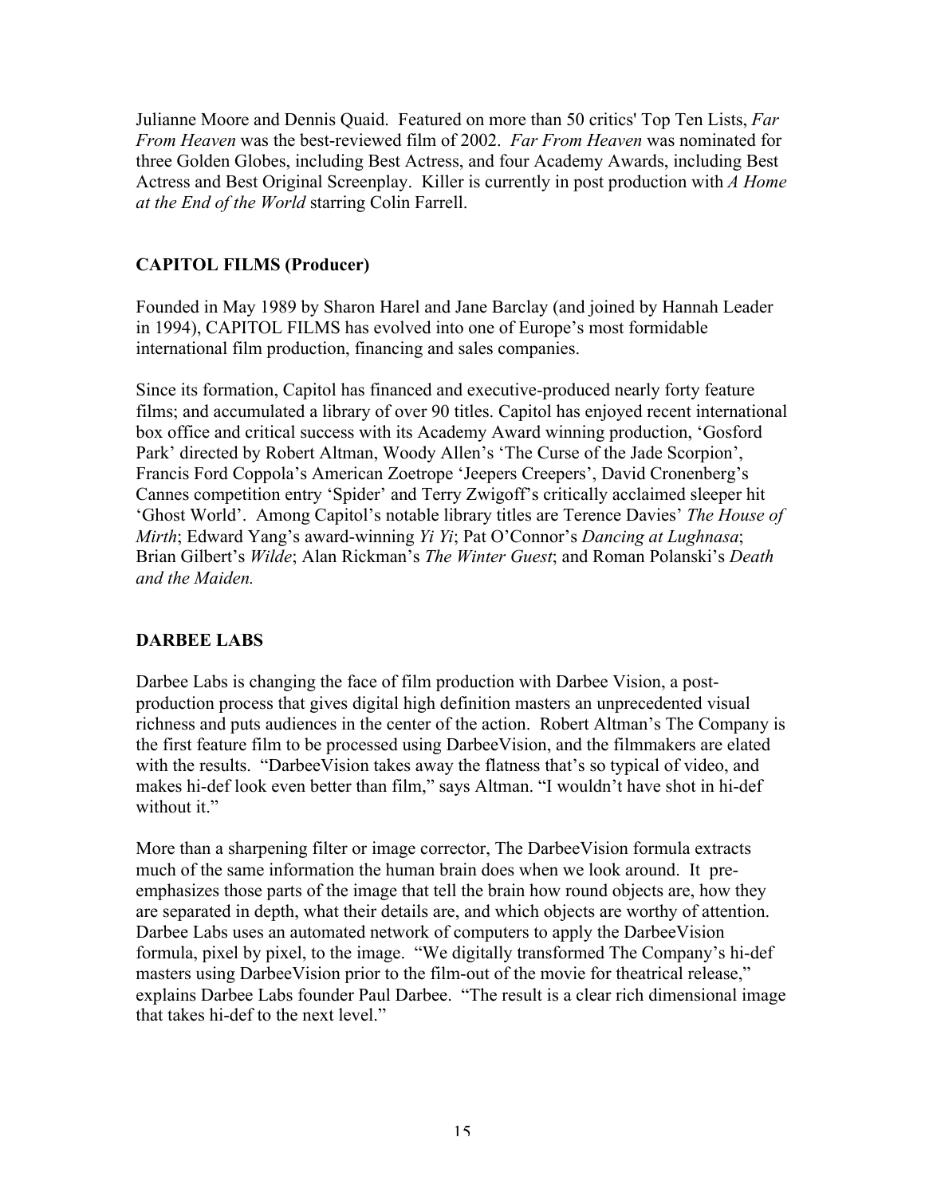Julianne Moore and Dennis Quaid. Featured on more than 50 critics' Top Ten Lists, *Far From Heaven* was the best-reviewed film of 2002. *Far From Heaven* was nominated for three Golden Globes, including Best Actress, and four Academy Awards, including Best Actress and Best Original Screenplay. Killer is currently in post production with *A Home at the End of the World* starring Colin Farrell.

### CAPITOL FILMS (Producer)

Founded in May 1989 by Sharon Harel and Jane Barclay (and joined by Hannah Leader in 1994), CAPITOL FILMS has evolved into one of Europe's most formidable international film production, financing and sales companies.

Since its formation, Capitol has financed and executive-produced nearly forty feature films; and accumulated a library of over 90 titles. Capitol has enjoyed recent international box office and critical success with its Academy Award winning production, 'Gosford Park' directed by Robert Altman, Woody Allen's 'The Curse of the Jade Scorpion', Francis Ford Coppola's American Zoetrope 'Jeepers Creepers', David Cronenberg's Cannes competition entry 'Spider' and Terry Zwigoff's critically acclaimed sleeper hit 'Ghost World'. Among Capitol's notable library titles are Terence Davies' *The House of Mirth*; Edward Yang's award-winning *Yi Yi*; Pat O'Connor's *Dancing at Lughnasa*; Brian Gilbert's *Wilde*; Alan Rickman's *The Winter Guest*; and Roman Polanski's *Death and the Maiden.*

### DARBEE LABS

Darbee Labs is changing the face of film production with Darbee Vision, a post-production process that gives digital high definition masters an unprecedented visual richness and puts audiences in the center of the action. Robert Altman's The Company is the first feature film to be processed using DarbeeVision, and the filmmakers are elated with the results. "DarbeeVision takes away the flatness that's so typical of video, and makes hi-def look even better than film," says Altman. "I wouldn't have shot in hi-def without it."

More than a sharpening filter or image corrector, The DarbeeVision formula extracts much of the same information the human brain does when we look around. It pre-emphasizes those parts of the image that tell the brain how round objects are, how they are separated in depth, what their details are, and which objects are worthy of attention. Darbee Labs uses an automated network of computers to apply the DarbeeVision formula, pixel by pixel, to the image. "We digitally transformed The Company's hi-def masters using DarbeeVision prior to the film-out of the movie for theatrical release," explains Darbee Labs founder Paul Darbee. "The result is a clear rich dimensional image that takes hi-def to the next level."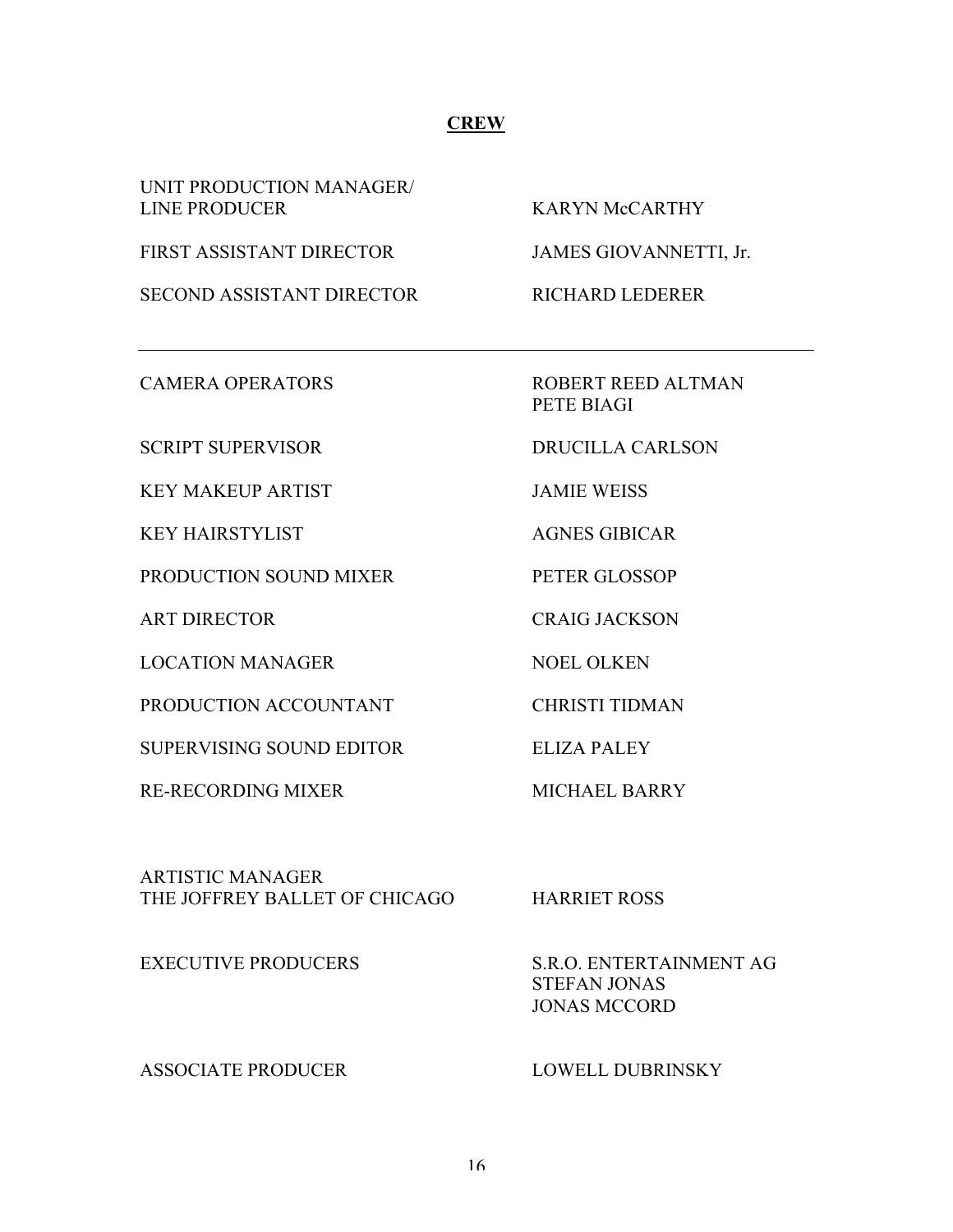## CREW

| | |
|---|---|
| UNIT PRODUCTION MANAGER/ LINE PRODUCER | KARYN McCARTHY |
| FIRST ASSISTANT DIRECTOR | JAMES GIOVANNETTI, Jr. |
| SECOND ASSISTANT DIRECTOR | RICHARD LEDERER |

---

| | |
|---|---|
| CAMERA OPERATORS | ROBERT REED ALTMAN<br>PETE BIAGI |
| SCRIPT SUPERVISOR | DRUCILLA CARLSON |
| KEY MAKEUP ARTIST | JAMIE WEISS |
| KEY HAIRSTYLIST | AGNES GIBICAR |
| PRODUCTION SOUND MIXER | PETER GLOSSOP |
| ART DIRECTOR | CRAIG JACKSON |
| LOCATION MANAGER | NOEL OLKEN |
| PRODUCTION ACCOUNTANT | CHRISTI TIDMAN |
| SUPERVISING SOUND EDITOR | ELIZA PALEY |
| RE-RECORDING MIXER | MICHAEL BARRY |
| ARTISTIC MANAGER THE JOFFREY BALLET OF CHICAGO | HARRIET ROSS |
| EXECUTIVE PRODUCERS | S.R.O. ENTERTAINMENT AG<br>STEFAN JONAS<br>JONAS MCCORD |
| ASSOCIATE PRODUCER | LOWELL DUBRINSKY |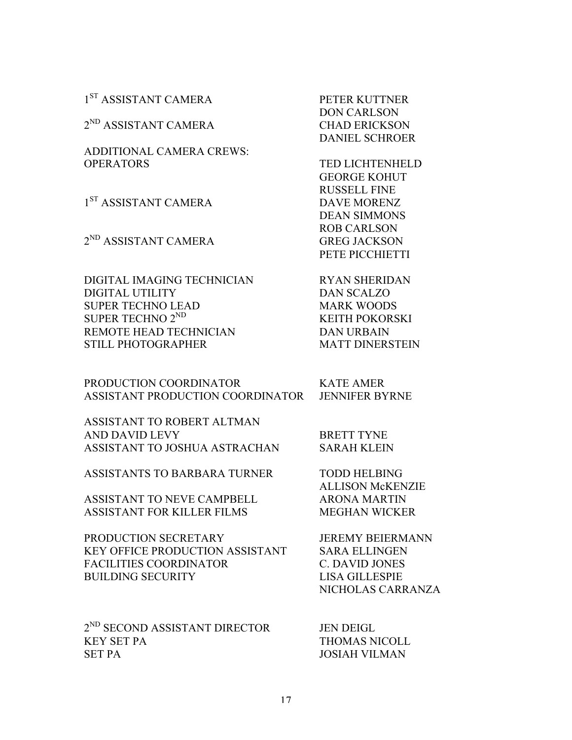| | |
|---|---|
| 1ST ASSISTANT CAMERA | PETER KUTTNER |
| | DON CARLSON |
| 2ND ASSISTANT CAMERA | CHAD ERICKSON |
| | DANIEL SCHROER |
| ADDITIONAL CAMERA CREWS: | |
| OPERATORS | TED LICHTENHELD |
| | GEORGE KOHUT |
| | RUSSELL FINE |
| 1ST ASSISTANT CAMERA | DAVE MORENZ |
| | DEAN SIMMONS |
| | ROB CARLSON |
| 2ND ASSISTANT CAMERA | GREG JACKSON |
| | PETE PICCHIETTI |
| DIGITAL IMAGING TECHNICIAN | RYAN SHERIDAN |
| DIGITAL UTILITY | DAN SCALZO |
| SUPER TECHNO LEAD | MARK WOODS |
| SUPER TECHNO 2ND | KEITH POKORSKI |
| REMOTE HEAD TECHNICIAN | DAN URBAIN |
| STILL PHOTOGRAPHER | MATT DINERSTEIN |
| PRODUCTION COORDINATOR | KATE AMER |
| ASSISTANT PRODUCTION COORDINATOR | JENNIFER BYRNE |
| ASSISTANT TO ROBERT ALTMAN AND DAVID LEVY | BRETT TYNE |
| ASSISTANT TO JOSHUA ASTRACHAN | SARAH KLEIN |
| ASSISTANTS TO BARBARA TURNER | TODD HELBING |
| | ALLISON McKENZIE |
| ASSISTANT TO NEVE CAMPBELL | ARONA MARTIN |
| ASSISTANT FOR KILLER FILMS | MEGHAN WICKER |
| PRODUCTION SECRETARY | JEREMY BEIERMANN |
| KEY OFFICE PRODUCTION ASSISTANT | SARA ELLINGEN |
| FACILITIES COORDINATOR | C. DAVID JONES |
| BUILDING SECURITY | LISA GILLESPIE |
| | NICHOLAS CARRANZA |
| 2ND SECOND ASSISTANT DIRECTOR | JEN DEIGL |
| KEY SET PA | THOMAS NICOLL |
| SET PA | JOSIAH VILMAN |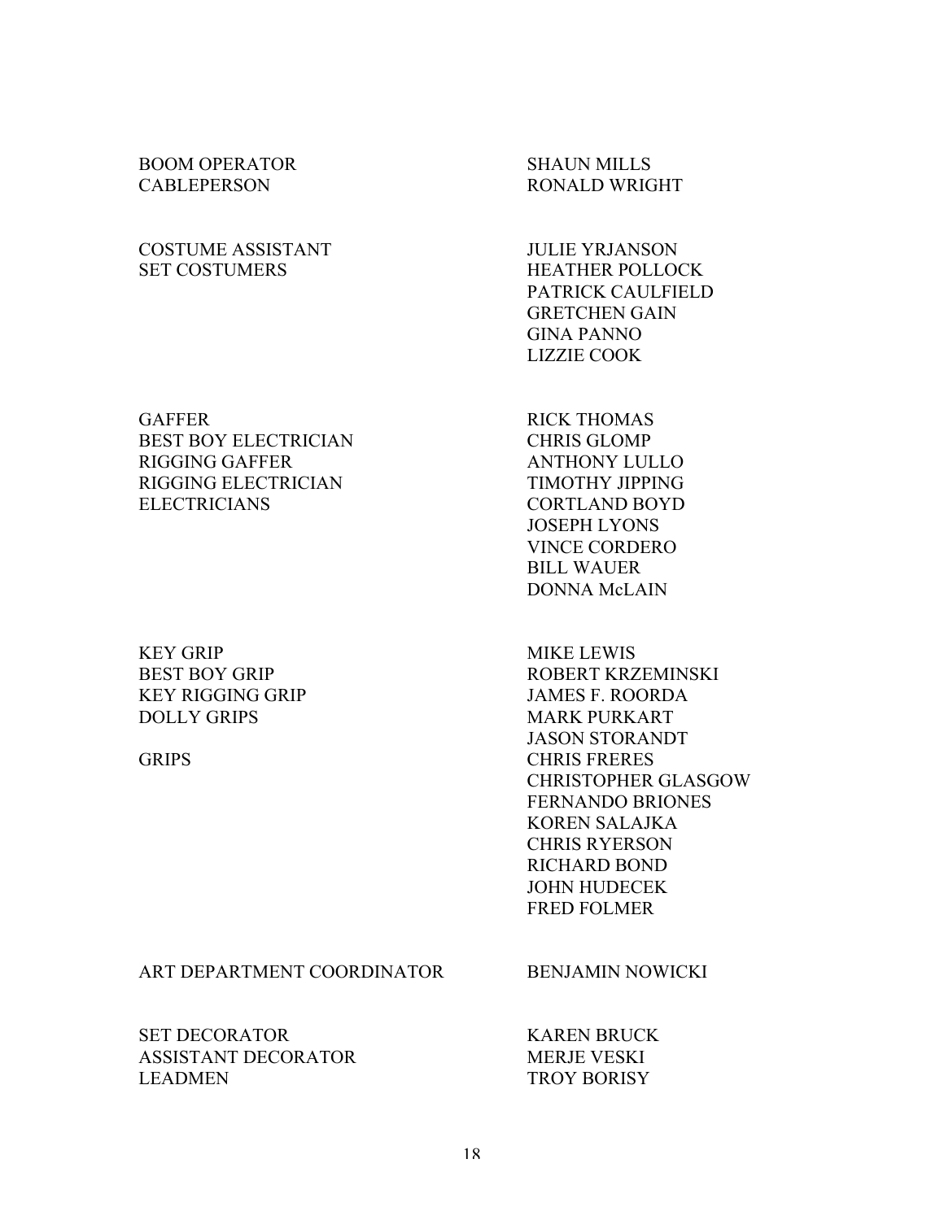| | |
|---|---|
| BOOM OPERATOR | SHAUN MILLS |
| CABLEPERSON | RONALD WRIGHT |
| | |
| COSTUME ASSISTANT | JULIE YRJANSON |
| SET COSTUMERS | HEATHER POLLOCK |
| | PATRICK CAULFIELD |
| | GRETCHEN GAIN |
| | GINA PANNO |
| | LIZZIE COOK |
| | |
| GAFFER | RICK THOMAS |
| BEST BOY ELECTRICIAN | CHRIS GLOMP |
| RIGGING GAFFER | ANTHONY LULLO |
| RIGGING ELECTRICIAN | TIMOTHY JIPPING |
| ELECTRICIANS | CORTLAND BOYD |
| | JOSEPH LYONS |
| | VINCE CORDERO |
| | BILL WAUER |
| | DONNA McLAIN |
| | |
| KEY GRIP | MIKE LEWIS |
| BEST BOY GRIP | ROBERT KRZEMINSKI |
| KEY RIGGING GRIP | JAMES F. ROORDA |
| DOLLY GRIPS | MARK PURKART |
| | JASON STORANDT |
| GRIPS | CHRIS FRERES |
| | CHRISTOPHER GLASGOW |
| | FERNANDO BRIONES |
| | KOREN SALAJKA |
| | CHRIS RYERSON |
| | RICHARD BOND |
| | JOHN HUDECEK |
| | FRED FOLMER |
| | |
| ART DEPARTMENT COORDINATOR | BENJAMIN NOWICKI |
| | |
| SET DECORATOR | KAREN BRUCK |
| ASSISTANT DECORATOR | MERJE VESKI |
| LEADMEN | TROY BORISY |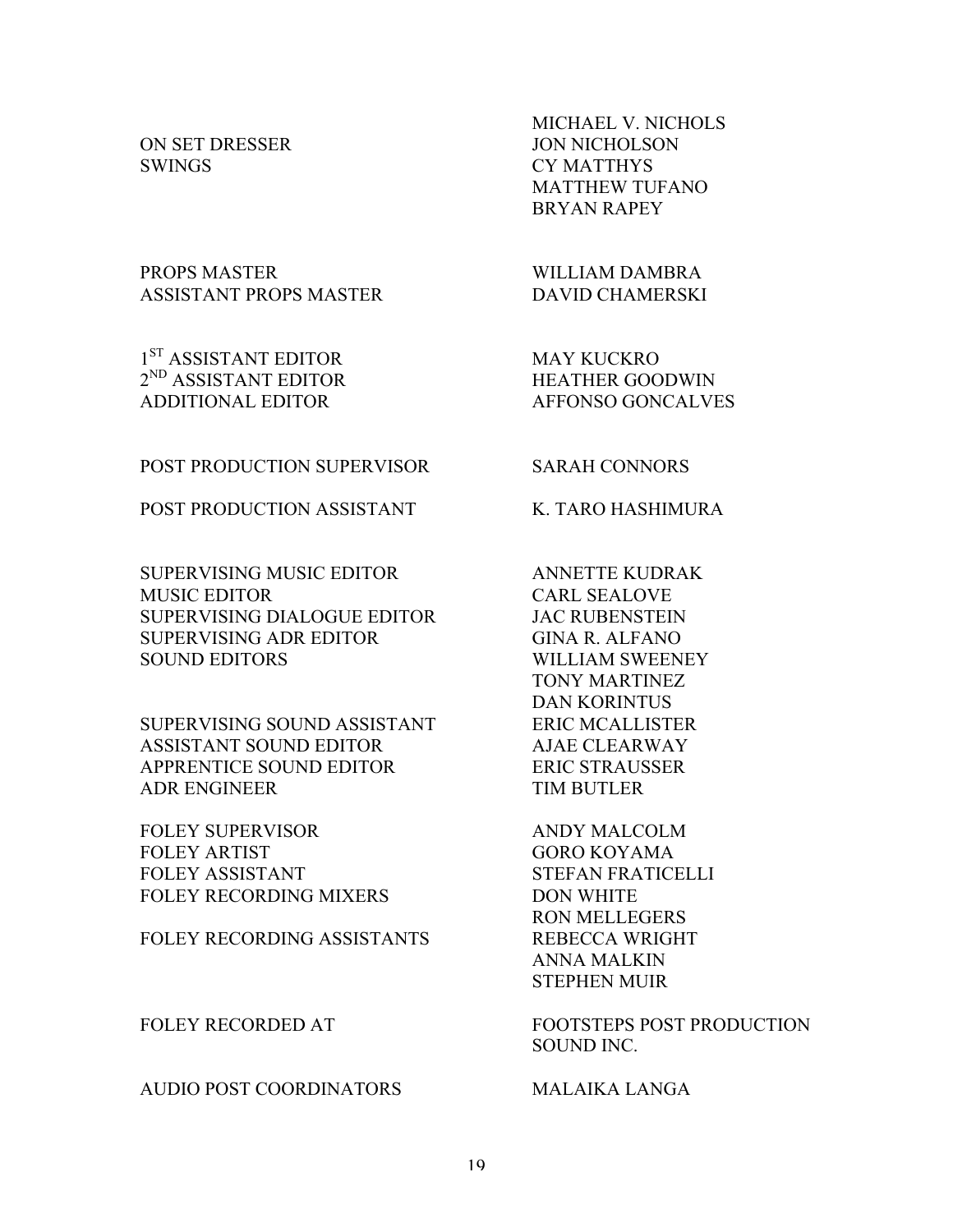| | |
|---|---|
| | MICHAEL V. NICHOLS |
| ON SET DRESSER | JON NICHOLSON |
| SWINGS | CY MATTHYS |
| | MATTHEW TUFANO |
| | BRYAN RAPEY |
| | |
| PROPS MASTER | WILLIAM DAMBRA |
| ASSISTANT PROPS MASTER | DAVID CHAMERSKI |
| | |
| 1ST ASSISTANT EDITOR | MAY KUCKRO |
| 2ND ASSISTANT EDITOR | HEATHER GOODWIN |
| ADDITIONAL EDITOR | AFFONSO GONCALVES |
| | |
| POST PRODUCTION SUPERVISOR | SARAH CONNORS |
| | |
| POST PRODUCTION ASSISTANT | K. TARO HASHIMURA |
| | |
| SUPERVISING MUSIC EDITOR | ANNETTE KUDRAK |
| MUSIC EDITOR | CARL SEALOVE |
| SUPERVISING DIALOGUE EDITOR | JAC RUBENSTEIN |
| SUPERVISING ADR EDITOR | GINA R. ALFANO |
| SOUND EDITORS | WILLIAM SWEENEY |
| | TONY MARTINEZ |
| | DAN KORINTUS |
| SUPERVISING SOUND ASSISTANT | ERIC MCALLISTER |
| ASSISTANT SOUND EDITOR | AJAE CLEARWAY |
| APPRENTICE SOUND EDITOR | ERIC STRAUSSER |
| ADR ENGINEER | TIM BUTLER |
| | |
| FOLEY SUPERVISOR | ANDY MALCOLM |
| FOLEY ARTIST | GORO KOYAMA |
| FOLEY ASSISTANT | STEFAN FRATICELLI |
| FOLEY RECORDING MIXERS | DON WHITE |
| | RON MELLEGERS |
| FOLEY RECORDING ASSISTANTS | REBECCA WRIGHT |
| | ANNA MALKIN |
| | STEPHEN MUIR |
| | |
| FOLEY RECORDED AT | FOOTSTEPS POST PRODUCTION SOUND INC. |
| | |
| AUDIO POST COORDINATORS | MALAIKA LANGA |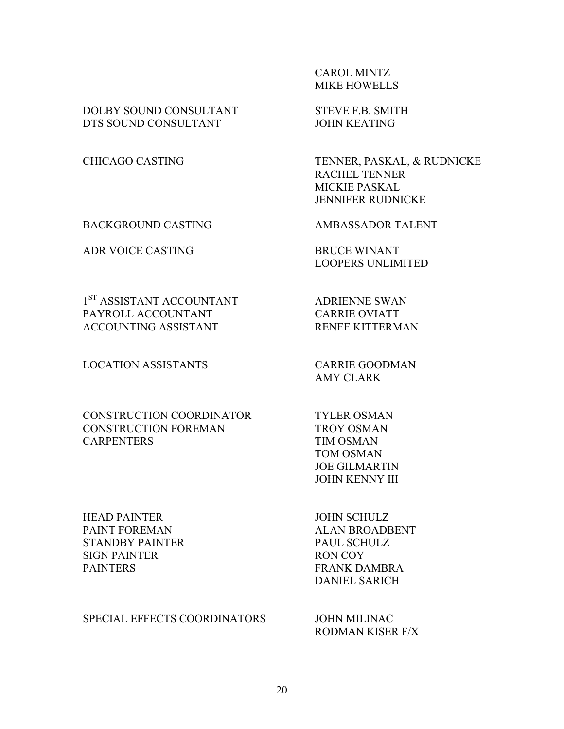| | |
|---|---|
| | CAROL MINTZ |
| | MIKE HOWELLS |
| DOLBY SOUND CONSULTANT | STEVE F.B. SMITH |
| DTS SOUND CONSULTANT | JOHN KEATING |
| CHICAGO CASTING | TENNER, PASKAL, & RUDNICKE |
| | RACHEL TENNER |
| | MICKIE PASKAL |
| | JENNIFER RUDNICKE |
| BACKGROUND CASTING | AMBASSADOR TALENT |
| ADR VOICE CASTING | BRUCE WINANT |
| | LOOPERS UNLIMITED |
| 1ST ASSISTANT ACCOUNTANT | ADRIENNE SWAN |
| PAYROLL ACCOUNTANT | CARRIE OVIATT |
| ACCOUNTING ASSISTANT | RENEE KITTERMAN |
| LOCATION ASSISTANTS | CARRIE GOODMAN |
| | AMY CLARK |
| CONSTRUCTION COORDINATOR | TYLER OSMAN |
| CONSTRUCTION FOREMAN | TROY OSMAN |
| CARPENTERS | TIM OSMAN |
| | TOM OSMAN |
| | JOE GILMARTIN |
| | JOHN KENNY III |
| HEAD PAINTER | JOHN SCHULZ |
| PAINT FOREMAN | ALAN BROADBENT |
| STANDBY PAINTER | PAUL SCHULZ |
| SIGN PAINTER | RON COY |
| PAINTERS | FRANK DAMBRA |
| | DANIEL SARICH |
| SPECIAL EFFECTS COORDINATORS | JOHN MILINAC |
| | RODMAN KISER F/X |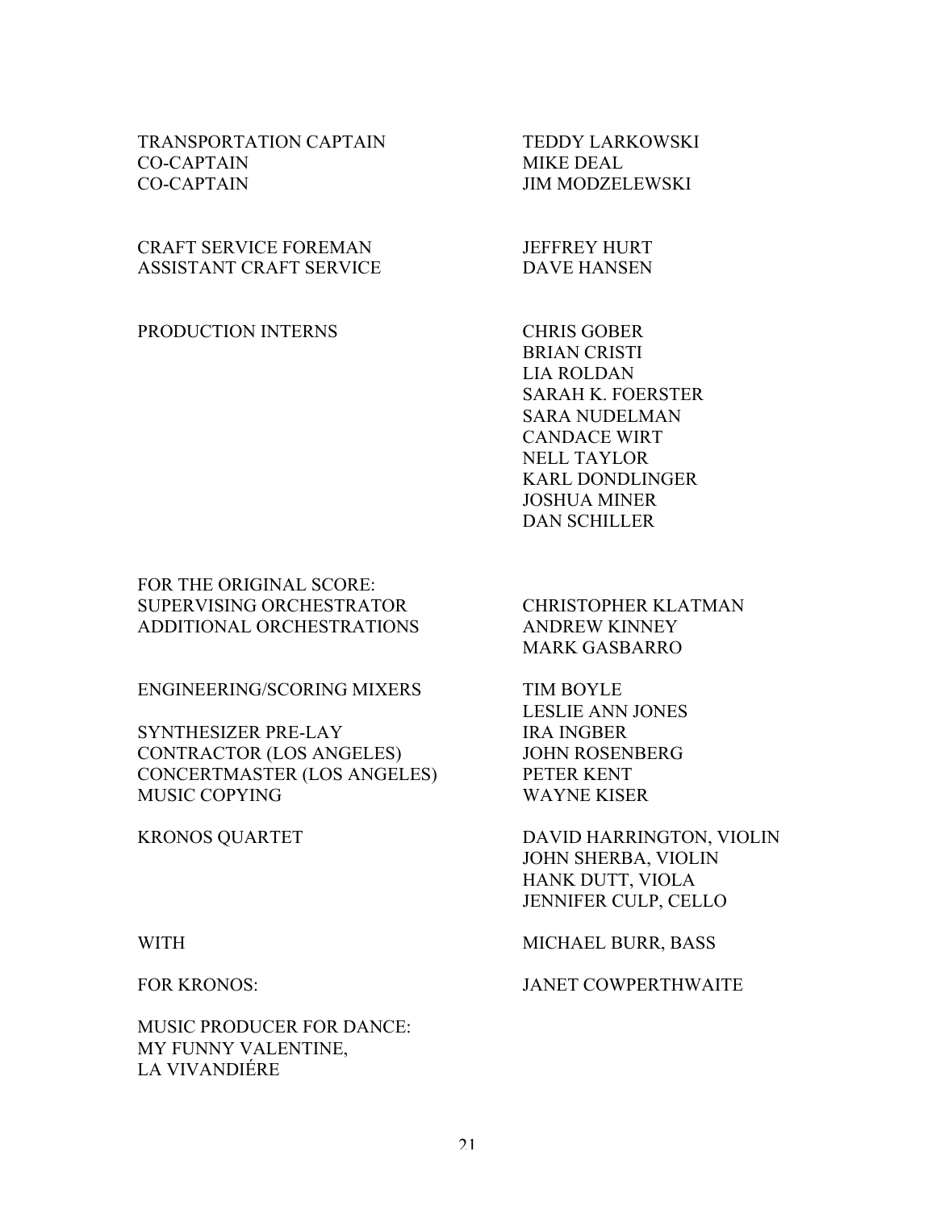| | |
|---|---|
| TRANSPORTATION CAPTAIN | TEDDY LARKOWSKI |
| CO-CAPTAIN | MIKE DEAL |
| CO-CAPTAIN | JIM MODZELEWSKI |
| | |
| CRAFT SERVICE FOREMAN | JEFFREY HURT |
| ASSISTANT CRAFT SERVICE | DAVE HANSEN |
| | |
| PRODUCTION INTERNS | CHRIS GOBER |
| | BRIAN CRISTI |
| | LIA ROLDAN |
| | SARAH K. FOERSTER |
| | SARA NUDELMAN |
| | CANDACE WIRT |
| | NELL TAYLOR |
| | KARL DONDLINGER |
| | JOSHUA MINER |
| | DAN SCHILLER |
| | |
| FOR THE ORIGINAL SCORE: | |
| SUPERVISING ORCHESTRATOR | CHRISTOPHER KLATMAN |
| ADDITIONAL ORCHESTRATIONS | ANDREW KINNEY |
| | MARK GASBARRO |
| | |
| ENGINEERING/SCORING MIXERS | TIM BOYLE |
| | LESLIE ANN JONES |
| SYNTHESIZER PRE-LAY | IRA INGBER |
| CONTRACTOR (LOS ANGELES) | JOHN ROSENBERG |
| CONCERTMASTER (LOS ANGELES) | PETER KENT |
| MUSIC COPYING | WAYNE KISER |
| | |
| KRONOS QUARTET | DAVID HARRINGTON, VIOLIN |
| | JOHN SHERBA, VIOLIN |
| | HANK DUTT, VIOLA |
| | JENNIFER CULP, CELLO |
| | |
| WITH | MICHAEL BURR, BASS |
| | |
| FOR KRONOS: | JANET COWPERTHWAITE |
| | |
| MUSIC PRODUCER FOR DANCE: MY FUNNY VALENTINE, LA VIVANDIÉRE | |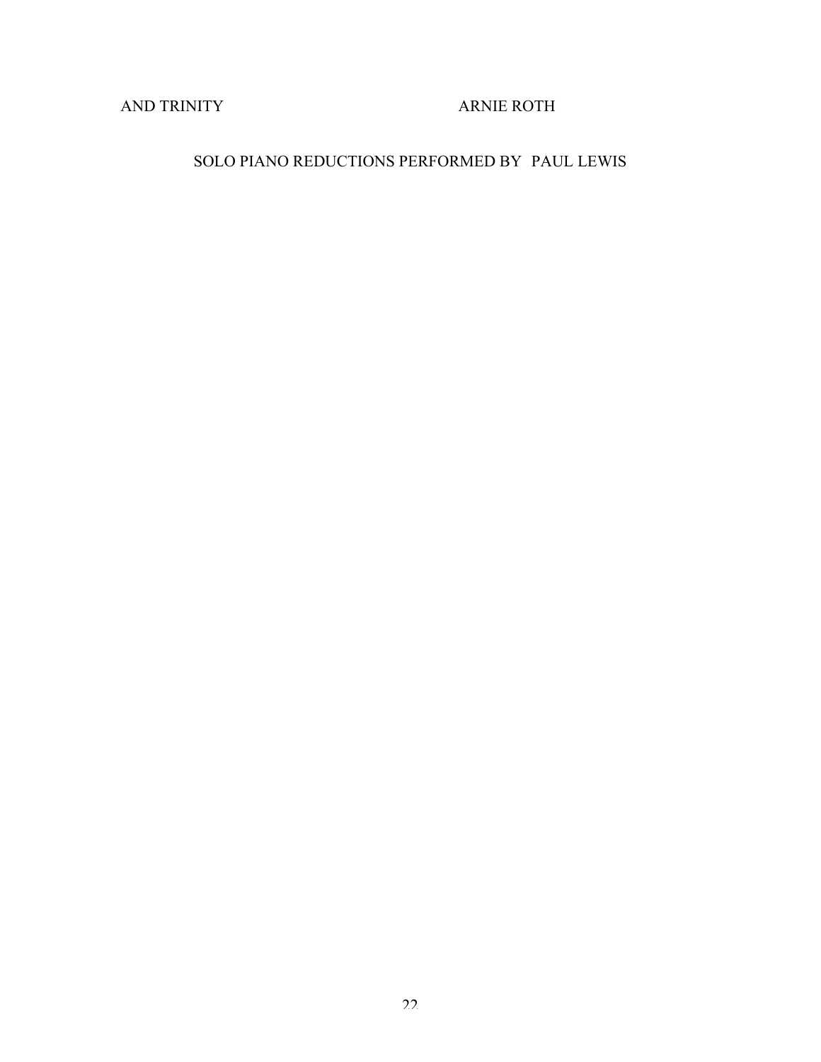AND TRINITY ARNIE ROTH

SOLO PIANO REDUCTIONS PERFORMED BY PAUL LEWIS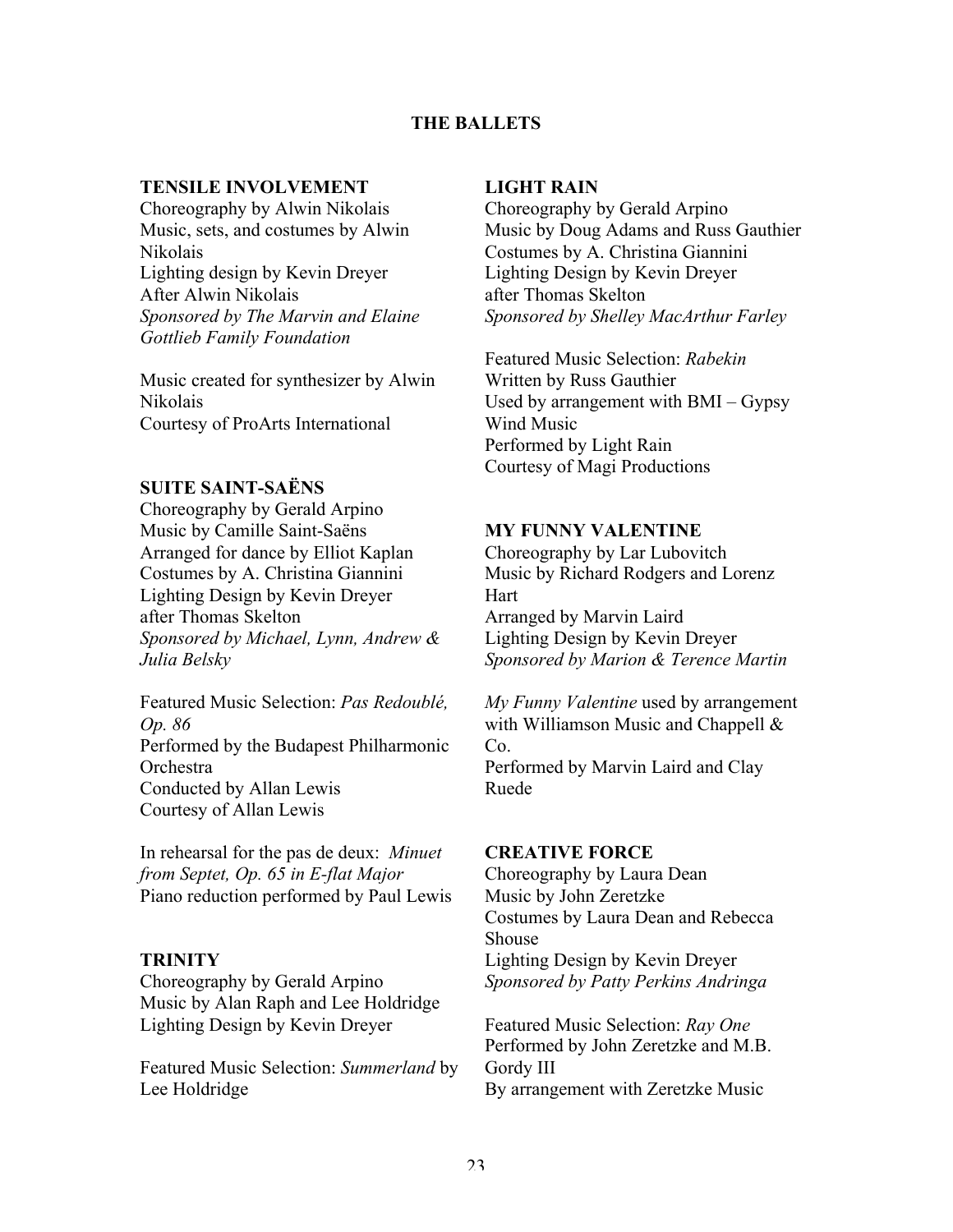# THE BALLETS

## TENSILE INVOLVEMENT

Choreography by Alwin Nikolais
Music, sets, and costumes by Alwin Nikolais
Lighting design by Kevin Dreyer
After Alwin Nikolais
*Sponsored by The Marvin and Elaine Gottlieb Family Foundation*

Music created for synthesizer by Alwin Nikolais
Courtesy of ProArts International

## SUITE SAINT-SAËNS

Choreography by Gerald Arpino
Music by Camille Saint-Saëns
Arranged for dance by Elliot Kaplan
Costumes by A. Christina Giannini
Lighting Design by Kevin Dreyer
after Thomas Skelton
*Sponsored by Michael, Lynn, Andrew & Julia Belsky*

Featured Music Selection: *Pas Redoublé, Op. 86*
Performed by the Budapest Philharmonic Orchestra
Conducted by Allan Lewis
Courtesy of Allan Lewis

In rehearsal for the pas de deux: *Minuet from Septet, Op. 65 in E-flat Major*
Piano reduction performed by Paul Lewis

## TRINITY

Choreography by Gerald Arpino
Music by Alan Raph and Lee Holdridge
Lighting Design by Kevin Dreyer

Featured Music Selection: *Summerland* by Lee Holdridge

## LIGHT RAIN

Choreography by Gerald Arpino
Music by Doug Adams and Russ Gauthier
Costumes by A. Christina Giannini
Lighting Design by Kevin Dreyer
after Thomas Skelton
*Sponsored by Shelley MacArthur Farley*

Featured Music Selection: *Rabekin*
Written by Russ Gauthier
Used by arrangement with BMI – Gypsy Wind Music
Performed by Light Rain
Courtesy of Magi Productions

## MY FUNNY VALENTINE

Choreography by Lar Lubovitch
Music by Richard Rodgers and Lorenz Hart
Arranged by Marvin Laird
Lighting Design by Kevin Dreyer
*Sponsored by Marion & Terence Martin*

*My Funny Valentine* used by arrangement with Williamson Music and Chappell & Co.
Performed by Marvin Laird and Clay Ruede

## CREATIVE FORCE

Choreography by Laura Dean
Music by John Zeretzke
Costumes by Laura Dean and Rebecca Shouse
Lighting Design by Kevin Dreyer
*Sponsored by Patty Perkins Andringa*

Featured Music Selection: *Ray One*
Performed by John Zeretzke and M.B. Gordy III
By arrangement with Zeretzke Music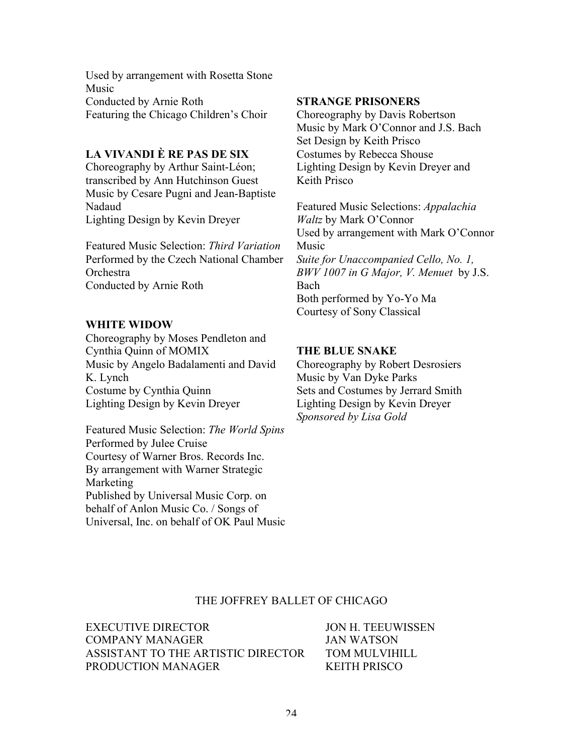Used by arrangement with Rosetta Stone Music
Conducted by Arnie Roth
Featuring the Chicago Children's Choir

**LA VIVANDI È RE PAS DE SIX**
Choreography by Arthur Saint-Léon; transcribed by Ann Hutchinson Guest
Music by Cesare Pugni and Jean-Baptiste Nadaud
Lighting Design by Kevin Dreyer

Featured Music Selection: *Third Variation*
Performed by the Czech National Chamber Orchestra
Conducted by Arnie Roth

**WHITE WIDOW**
Choreography by Moses Pendleton and Cynthia Quinn of MOMIX
Music by Angelo Badalamenti and David K. Lynch
Costume by Cynthia Quinn
Lighting Design by Kevin Dreyer

Featured Music Selection: *The World Spins*
Performed by Julee Cruise
Courtesy of Warner Bros. Records Inc.
By arrangement with Warner Strategic Marketing
Published by Universal Music Corp. on behalf of Anlon Music Co. / Songs of Universal, Inc. on behalf of OK Paul Music

**STRANGE PRISONERS**
Choreography by Davis Robertson
Music by Mark O'Connor and J.S. Bach
Set Design by Keith Prisco
Costumes by Rebecca Shouse
Lighting Design by Kevin Dreyer and Keith Prisco

Featured Music Selections: *Appalachia Waltz* by Mark O'Connor
Used by arrangement with Mark O'Connor Music
*Suite for Unaccompanied Cello, No. 1, BWV 1007 in G Major, V. Menuet* by J.S. Bach
Both performed by Yo-Yo Ma
Courtesy of Sony Classical

**THE BLUE SNAKE**
Choreography by Robert Desrosiers
Music by Van Dyke Parks
Sets and Costumes by Jerrard Smith
Lighting Design by Kevin Dreyer
*Sponsored by Lisa Gold*

THE JOFFREY BALLET OF CHICAGO

| | |
|---|---|
| EXECUTIVE DIRECTOR | JON H. TEEUWISSEN |
| COMPANY MANAGER | JAN WATSON |
| ASSISTANT TO THE ARTISTIC DIRECTOR | TOM MULVIHILL |
| PRODUCTION MANAGER | KEITH PRISCO |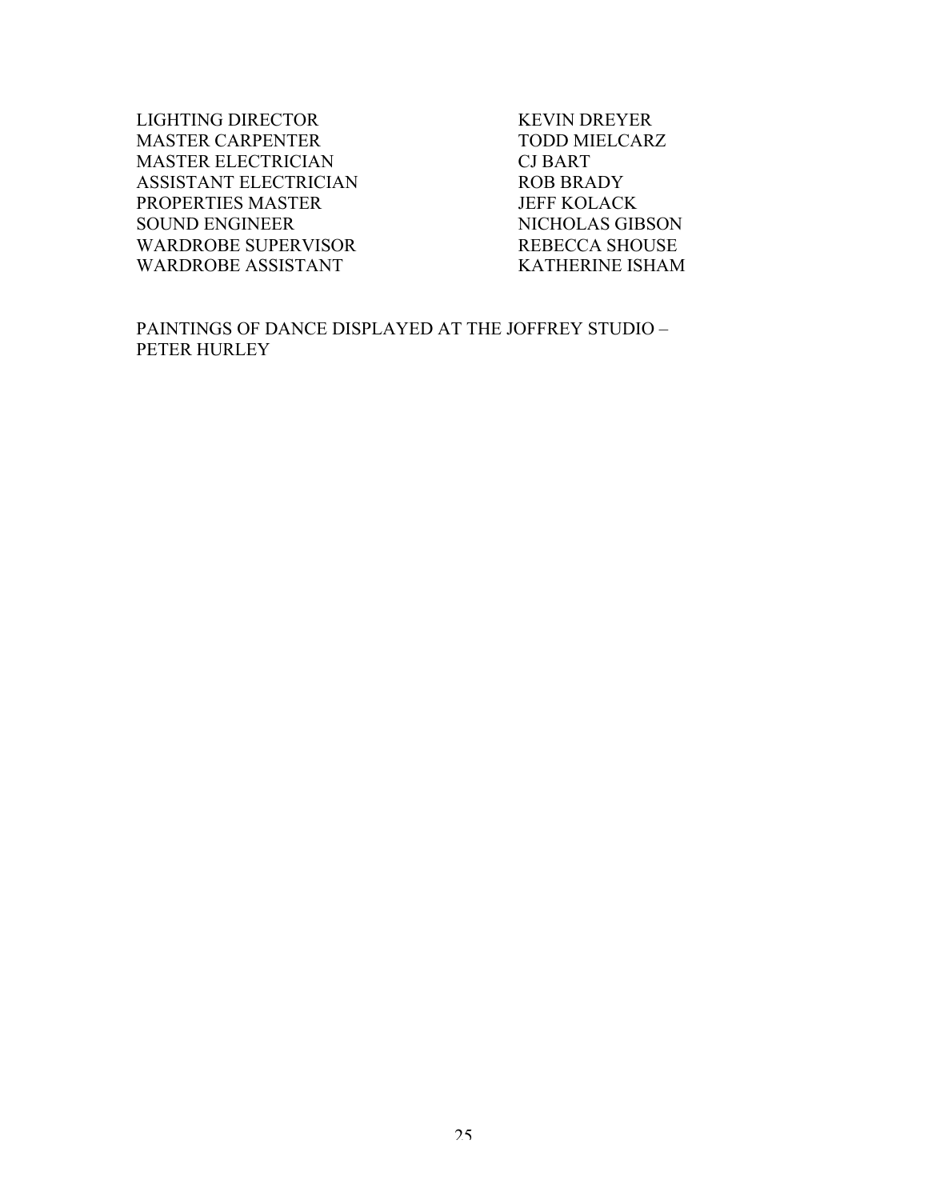| | |
|---|---|
| LIGHTING DIRECTOR | KEVIN DREYER |
| MASTER CARPENTER | TODD MIELCARZ |
| MASTER ELECTRICIAN | CJ BART |
| ASSISTANT ELECTRICIAN | ROB BRADY |
| PROPERTIES MASTER | JEFF KOLACK |
| SOUND ENGINEER | NICHOLAS GIBSON |
| WARDROBE SUPERVISOR | REBECCA SHOUSE |
| WARDROBE ASSISTANT | KATHERINE ISHAM |

PAINTINGS OF DANCE DISPLAYED AT THE JOFFREY STUDIO – PETER HURLEY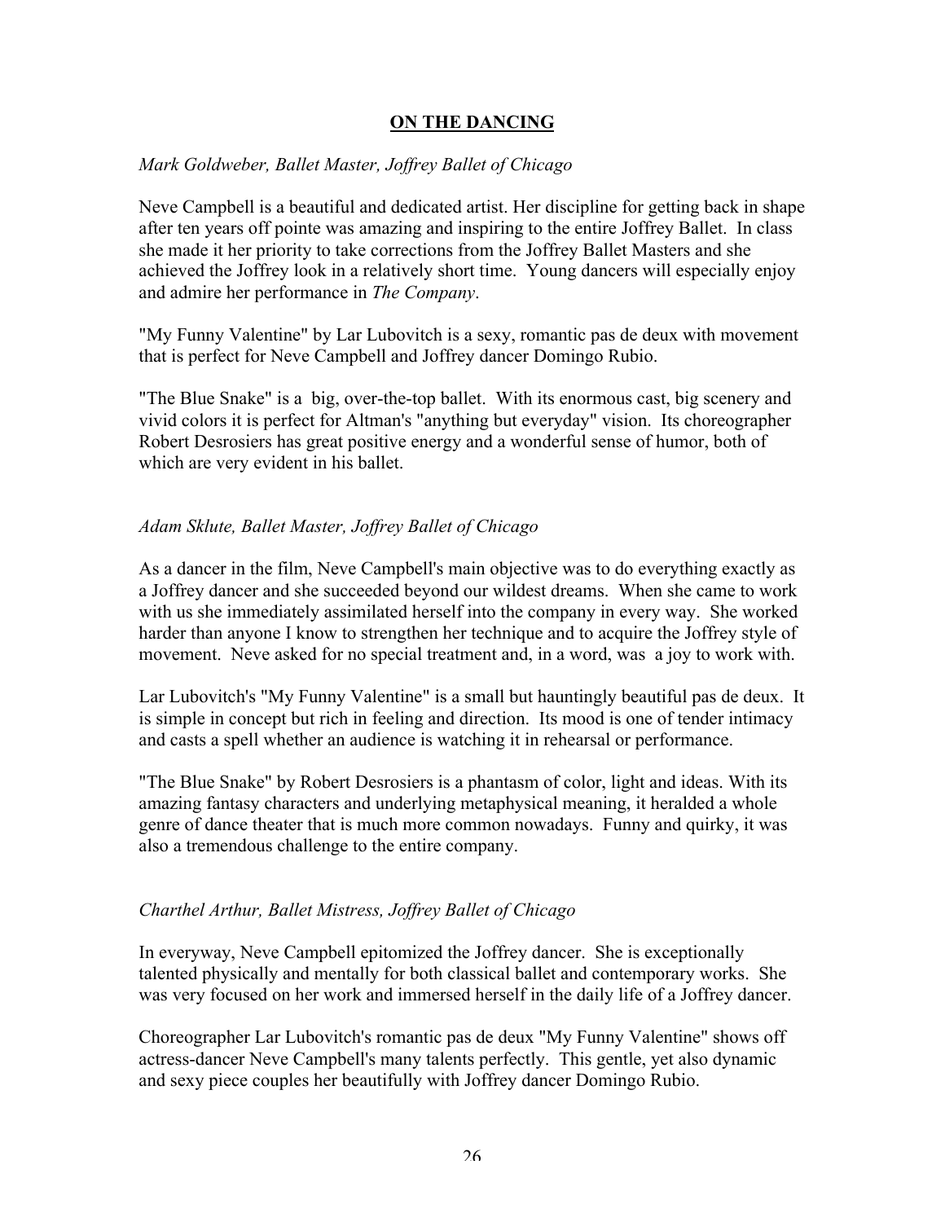## ON THE DANCING

*Mark Goldweber, Ballet Master, Joffrey Ballet of Chicago*

Neve Campbell is a beautiful and dedicated artist. Her discipline for getting back in shape after ten years off pointe was amazing and inspiring to the entire Joffrey Ballet. In class she made it her priority to take corrections from the Joffrey Ballet Masters and she achieved the Joffrey look in a relatively short time. Young dancers will especially enjoy and admire her performance in *The Company*.

"My Funny Valentine" by Lar Lubovitch is a sexy, romantic pas de deux with movement that is perfect for Neve Campbell and Joffrey dancer Domingo Rubio.

"The Blue Snake" is a big, over-the-top ballet. With its enormous cast, big scenery and vivid colors it is perfect for Altman's "anything but everyday" vision. Its choreographer Robert Desrosiers has great positive energy and a wonderful sense of humor, both of which are very evident in his ballet.

*Adam Sklute, Ballet Master, Joffrey Ballet of Chicago*

As a dancer in the film, Neve Campbell's main objective was to do everything exactly as a Joffrey dancer and she succeeded beyond our wildest dreams. When she came to work with us she immediately assimilated herself into the company in every way. She worked harder than anyone I know to strengthen her technique and to acquire the Joffrey style of movement. Neve asked for no special treatment and, in a word, was a joy to work with.

Lar Lubovitch's "My Funny Valentine" is a small but hauntingly beautiful pas de deux. It is simple in concept but rich in feeling and direction. Its mood is one of tender intimacy and casts a spell whether an audience is watching it in rehearsal or performance.

"The Blue Snake" by Robert Desrosiers is a phantasm of color, light and ideas. With its amazing fantasy characters and underlying metaphysical meaning, it heralded a whole genre of dance theater that is much more common nowadays. Funny and quirky, it was also a tremendous challenge to the entire company.

*Charthel Arthur, Ballet Mistress, Joffrey Ballet of Chicago*

In everyway, Neve Campbell epitomized the Joffrey dancer. She is exceptionally talented physically and mentally for both classical ballet and contemporary works. She was very focused on her work and immersed herself in the daily life of a Joffrey dancer.

Choreographer Lar Lubovitch's romantic pas de deux "My Funny Valentine" shows off actress-dancer Neve Campbell's many talents perfectly. This gentle, yet also dynamic and sexy piece couples her beautifully with Joffrey dancer Domingo Rubio.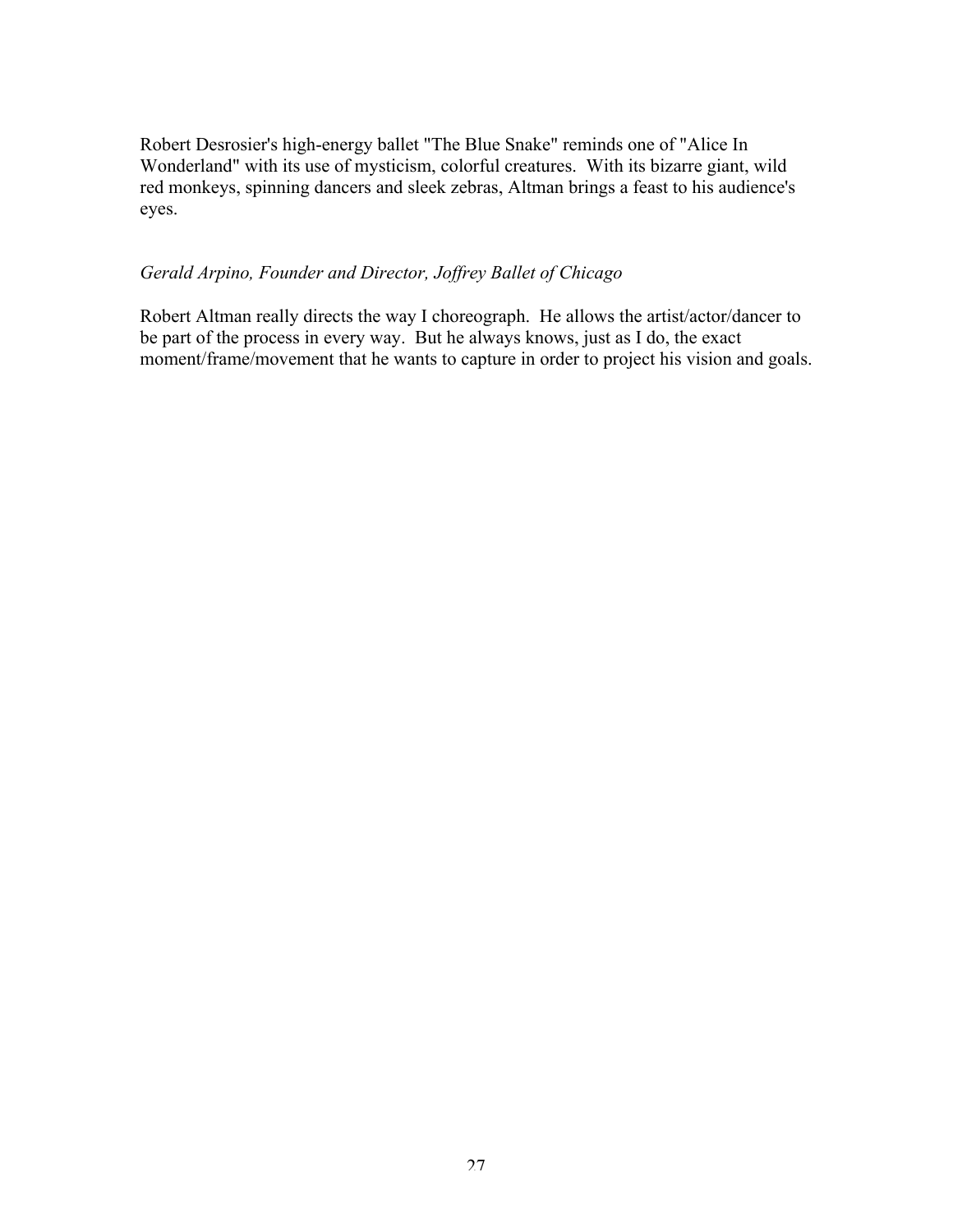Robert Desrosier's high-energy ballet "The Blue Snake" reminds one of "Alice In Wonderland" with its use of mysticism, colorful creatures. With its bizarre giant, wild red monkeys, spinning dancers and sleek zebras, Altman brings a feast to his audience's eyes.

*Gerald Arpino, Founder and Director, Joffrey Ballet of Chicago*

Robert Altman really directs the way I choreograph. He allows the artist/actor/dancer to be part of the process in every way. But he always knows, just as I do, the exact moment/frame/movement that he wants to capture in order to project his vision and goals.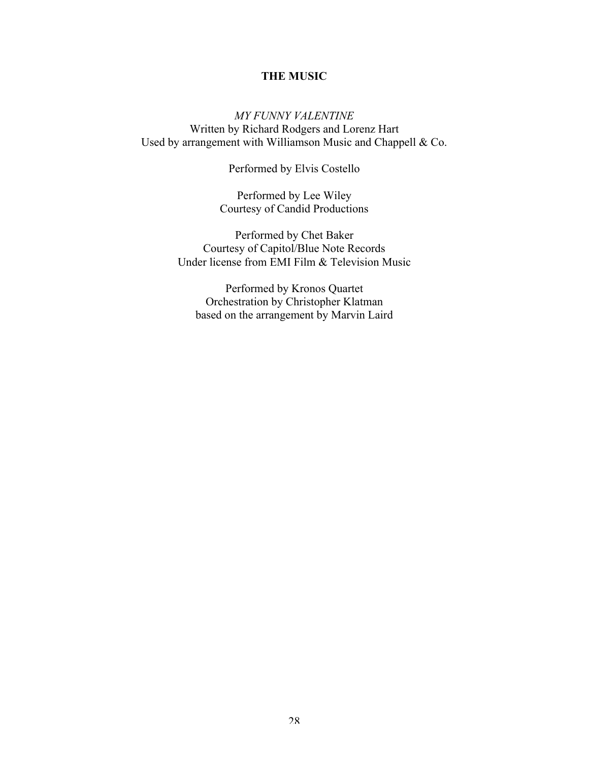**THE MUSIC**

*MY FUNNY VALENTINE*
Written by Richard Rodgers and Lorenz Hart
Used by arrangement with Williamson Music and Chappell & Co.

Performed by Elvis Costello

Performed by Lee Wiley
Courtesy of Candid Productions

Performed by Chet Baker
Courtesy of Capitol/Blue Note Records
Under license from EMI Film & Television Music

Performed by Kronos Quartet
Orchestration by Christopher Klatman
based on the arrangement by Marvin Laird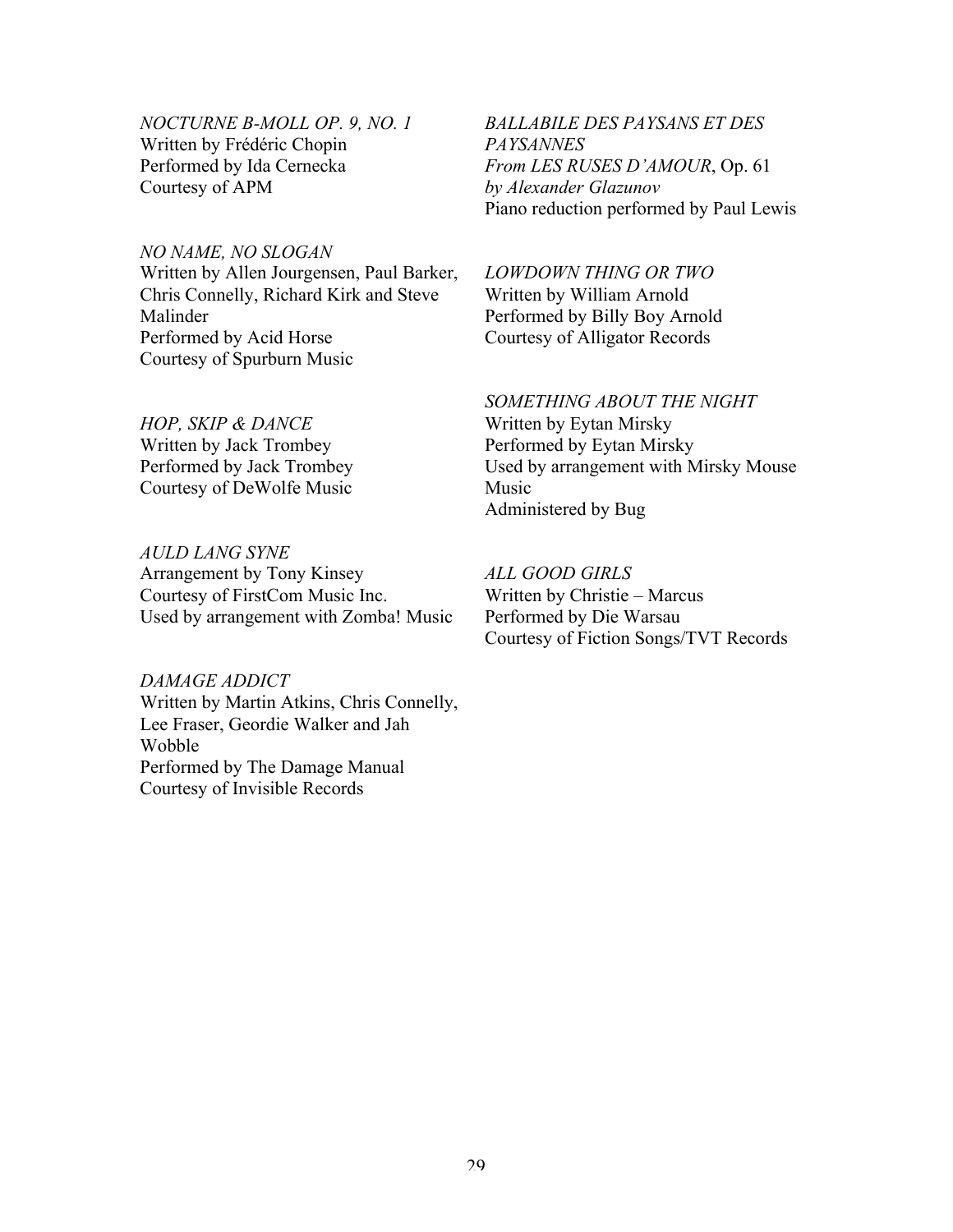*NOCTURNE B-MOLL OP. 9, NO. 1*
Written by Frédéric Chopin
Performed by Ida Cernecka
Courtesy of APM

*NO NAME, NO SLOGAN*
Written by Allen Jourgensen, Paul Barker, Chris Connelly, Richard Kirk and Steve Malinder
Performed by Acid Horse
Courtesy of Spurburn Music

*HOP, SKIP & DANCE*
Written by Jack Trombey
Performed by Jack Trombey
Courtesy of DeWolfe Music

*AULD LANG SYNE*
Arrangement by Tony Kinsey
Courtesy of FirstCom Music Inc.
Used by arrangement with Zomba! Music

*DAMAGE ADDICT*
Written by Martin Atkins, Chris Connelly, Lee Fraser, Geordie Walker and Jah Wobble
Performed by The Damage Manual
Courtesy of Invisible Records

*BALLABILE DES PAYSANS ET DES PAYSANNES*
*From LES RUSES D'AMOUR*, Op. 61
*by Alexander Glazunov*
Piano reduction performed by Paul Lewis

*LOWDOWN THING OR TWO*
Written by William Arnold
Performed by Billy Boy Arnold
Courtesy of Alligator Records

*SOMETHING ABOUT THE NIGHT*
Written by Eytan Mirsky
Performed by Eytan Mirsky
Used by arrangement with Mirsky Mouse Music
Administered by Bug

*ALL GOOD GIRLS*
Written by Christie – Marcus
Performed by Die Warsau
Courtesy of Fiction Songs/TVT Records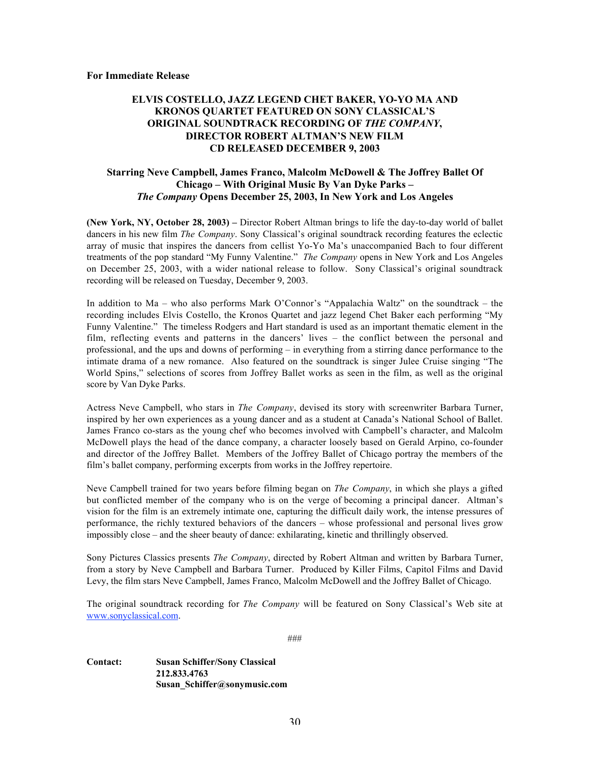**For Immediate Release**

## ELVIS COSTELLO, JAZZ LEGEND CHET BAKER, YO-YO MA AND KRONOS QUARTET FEATURED ON SONY CLASSICAL'S ORIGINAL SOUNDTRACK RECORDING OF *THE COMPANY*, DIRECTOR ROBERT ALTMAN'S NEW FILM CD RELEASED DECEMBER 9, 2003

### Starring Neve Campbell, James Franco, Malcolm McDowell & The Joffrey Ballet Of Chicago – With Original Music By Van Dyke Parks – *The Company* Opens December 25, 2003, In New York and Los Angeles

**(New York, NY, October 28, 2003) –** Director Robert Altman brings to life the day-to-day world of ballet dancers in his new film *The Company*. Sony Classical's original soundtrack recording features the eclectic array of music that inspires the dancers from cellist Yo-Yo Ma's unaccompanied Bach to four different treatments of the pop standard "My Funny Valentine." *The Company* opens in New York and Los Angeles on December 25, 2003, with a wider national release to follow. Sony Classical's original soundtrack recording will be released on Tuesday, December 9, 2003.

In addition to Ma – who also performs Mark O'Connor's "Appalachia Waltz" on the soundtrack – the recording includes Elvis Costello, the Kronos Quartet and jazz legend Chet Baker each performing "My Funny Valentine." The timeless Rodgers and Hart standard is used as an important thematic element in the film, reflecting events and patterns in the dancers' lives – the conflict between the personal and professional, and the ups and downs of performing – in everything from a stirring dance performance to the intimate drama of a new romance. Also featured on the soundtrack is singer Julee Cruise singing "The World Spins," selections of scores from Joffrey Ballet works as seen in the film, as well as the original score by Van Dyke Parks.

Actress Neve Campbell, who stars in *The Company*, devised its story with screenwriter Barbara Turner, inspired by her own experiences as a young dancer and as a student at Canada's National School of Ballet. James Franco co-stars as the young chef who becomes involved with Campbell's character, and Malcolm McDowell plays the head of the dance company, a character loosely based on Gerald Arpino, co-founder and director of the Joffrey Ballet. Members of the Joffrey Ballet of Chicago portray the members of the film's ballet company, performing excerpts from works in the Joffrey repertoire.

Neve Campbell trained for two years before filming began on *The Company*, in which she plays a gifted but conflicted member of the company who is on the verge of becoming a principal dancer. Altman's vision for the film is an extremely intimate one, capturing the difficult daily work, the intense pressures of performance, the richly textured behaviors of the dancers – whose professional and personal lives grow impossibly close – and the sheer beauty of dance: exhilarating, kinetic and thrillingly observed.

Sony Pictures Classics presents *The Company*, directed by Robert Altman and written by Barbara Turner, from a story by Neve Campbell and Barbara Turner. Produced by Killer Films, Capitol Films and David Levy, the film stars Neve Campbell, James Franco, Malcolm McDowell and the Joffrey Ballet of Chicago.

The original soundtrack recording for *The Company* will be featured on Sony Classical's Web site at www.sonyclassical.com.

###

**Contact:** **Susan Schiffer/Sony Classical**
**212.833.4763**
**Susan_Schiffer@sonymusic.com**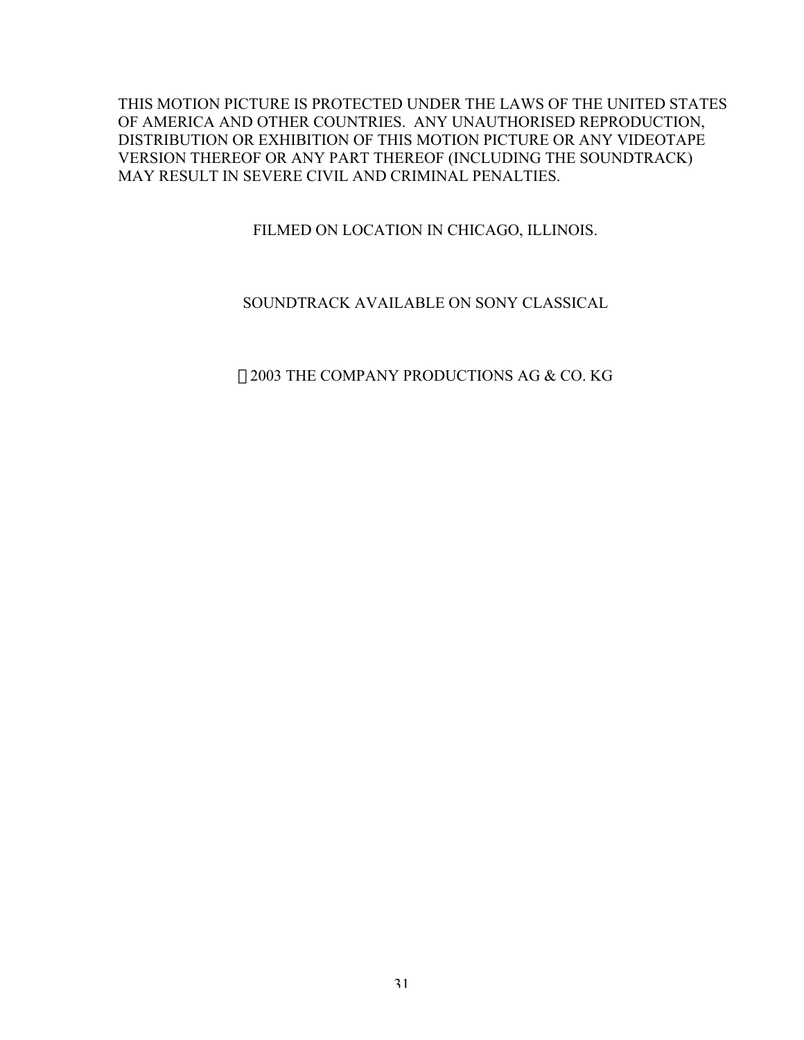THIS MOTION PICTURE IS PROTECTED UNDER THE LAWS OF THE UNITED STATES OF AMERICA AND OTHER COUNTRIES. ANY UNAUTHORISED REPRODUCTION, DISTRIBUTION OR EXHIBITION OF THIS MOTION PICTURE OR ANY VIDEOTAPE VERSION THEREOF OR ANY PART THEREOF (INCLUDING THE SOUNDTRACK) MAY RESULT IN SEVERE CIVIL AND CRIMINAL PENALTIES.

FILMED ON LOCATION IN CHICAGO, ILLINOIS.

SOUNDTRACK AVAILABLE ON SONY CLASSICAL

 2003 THE COMPANY PRODUCTIONS AG & CO. KG